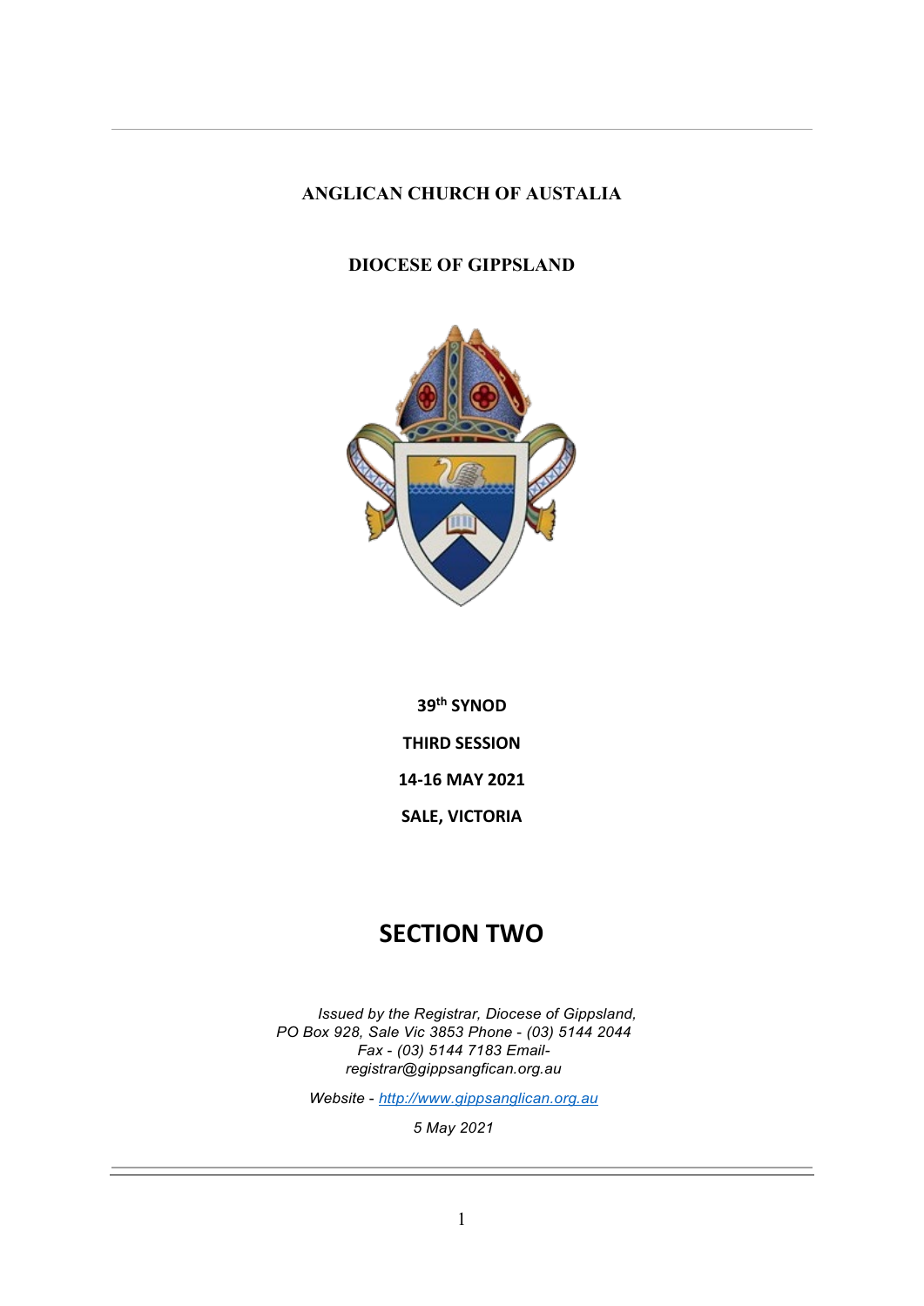**ANGLICAN CHURCH OF AUSTALIA**

**DIOCESE OF GIPPSLAND**

**39th SYNOD**

**THIRD SESSION**

**14-16 MAY 2021**

**SALE, VICTORIA**

# SECTION TWO

*Issued by the Registrar, Diocese of Gippsland,*
*PO Box 928, Sale Vic 3853 Phone - (03) 5144 2044*
*Fax - (03) 5144 7183 Email-*
*registrar@gippsangfican.org.au*

*Website - http://www.gippsanglican.org.au*

*5 May 2021*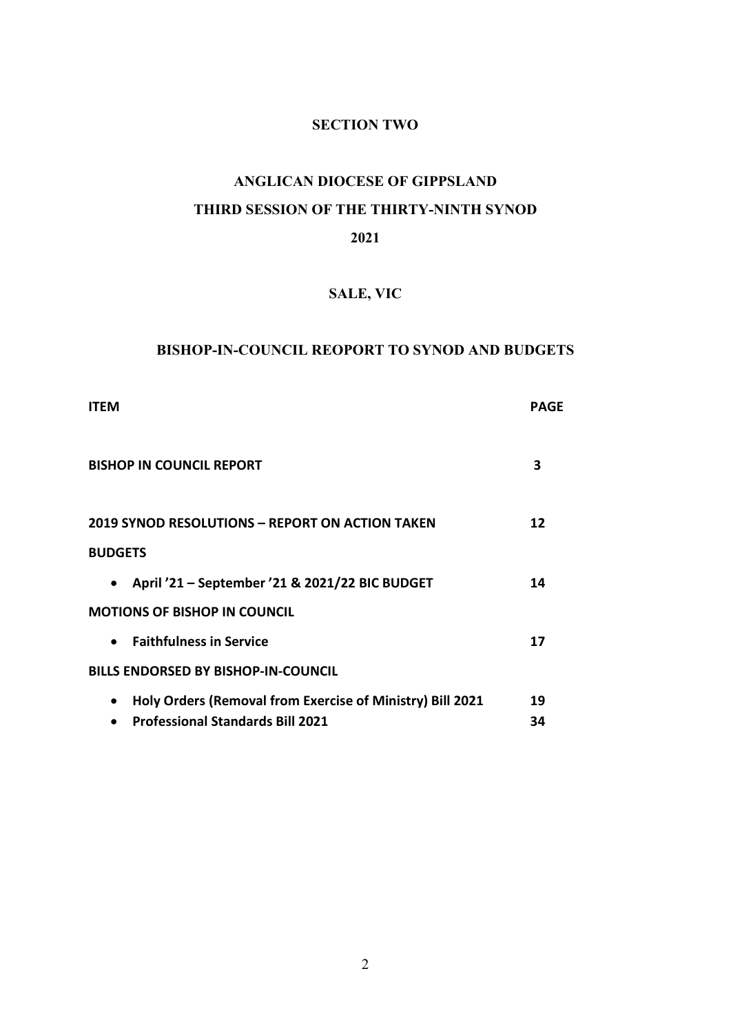# SECTION TWO

# ANGLICAN DIOCESE OF GIPPSLAND

# THIRD SESSION OF THE THIRTY-NINTH SYNOD

# 2021

## SALE, VIC

## BISHOP-IN-COUNCIL REOPORT TO SYNOD AND BUDGETS

| ITEM | PAGE |
|---|---|
| **BISHOP IN COUNCIL REPORT** | **3** |
| **2019 SYNOD RESOLUTIONS – REPORT ON ACTION TAKEN** | **12** |
| **BUDGETS** | |
| • **April '21 – September '21 & 2021/22 BIC BUDGET** | **14** |
| **MOTIONS OF BISHOP IN COUNCIL** | |
| • **Faithfulness in Service** | **17** |
| **BILLS ENDORSED BY BISHOP-IN-COUNCIL** | |
| • **Holy Orders (Removal from Exercise of Ministry) Bill 2021** | **19** |
| • **Professional Standards Bill 2021** | **34** |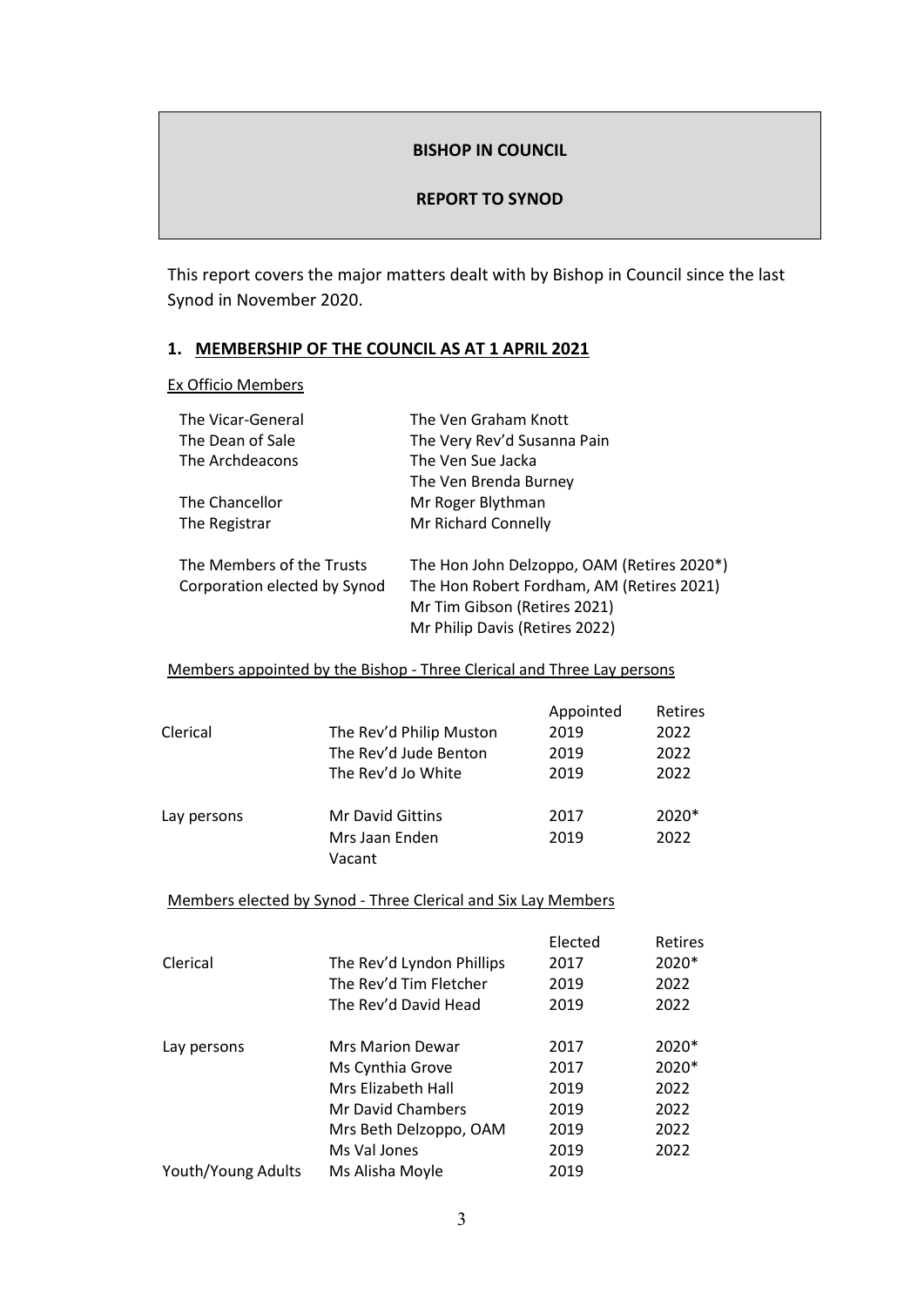**BISHOP IN COUNCIL**

**REPORT TO SYNOD**

This report covers the major matters dealt with by Bishop in Council since the last Synod in November 2020.

## 1. MEMBERSHIP OF THE COUNCIL AS AT 1 APRIL 2021

Ex Officio Members

| | |
|---|---|
| The Vicar-General | The Ven Graham Knott |
| The Dean of Sale | The Very Rev'd Susanna Pain |
| The Archdeacons | The Ven Sue Jacka |
| | The Ven Brenda Burney |
| The Chancellor | Mr Roger Blythman |
| The Registrar | Mr Richard Connelly |
| The Members of the Trusts Corporation elected by Synod | The Hon John Delzoppo, OAM (Retires 2020*) |
| | The Hon Robert Fordham, AM (Retires 2021) |
| | Mr Tim Gibson (Retires 2021) |
| | Mr Philip Davis (Retires 2022) |

Members appointed by the Bishop - Three Clerical and Three Lay persons

| | | Appointed | Retires |
|---|---|---|---|
| Clerical | The Rev'd Philip Muston | 2019 | 2022 |
| | The Rev'd Jude Benton | 2019 | 2022 |
| | The Rev'd Jo White | 2019 | 2022 |
| Lay persons | Mr David Gittins | 2017 | 2020* |
| | Mrs Jaan Enden | 2019 | 2022 |
| | Vacant | | |

Members elected by Synod - Three Clerical and Six Lay Members

| | | Elected | Retires |
|---|---|---|---|
| Clerical | The Rev'd Lyndon Phillips | 2017 | 2020* |
| | The Rev'd Tim Fletcher | 2019 | 2022 |
| | The Rev'd David Head | 2019 | 2022 |
| Lay persons | Mrs Marion Dewar | 2017 | 2020* |
| | Ms Cynthia Grove | 2017 | 2020* |
| | Mrs Elizabeth Hall | 2019 | 2022 |
| | Mr David Chambers | 2019 | 2022 |
| | Mrs Beth Delzoppo, OAM | 2019 | 2022 |
| | Ms Val Jones | 2019 | 2022 |
| Youth/Young Adults | Ms Alisha Moyle | 2019 | |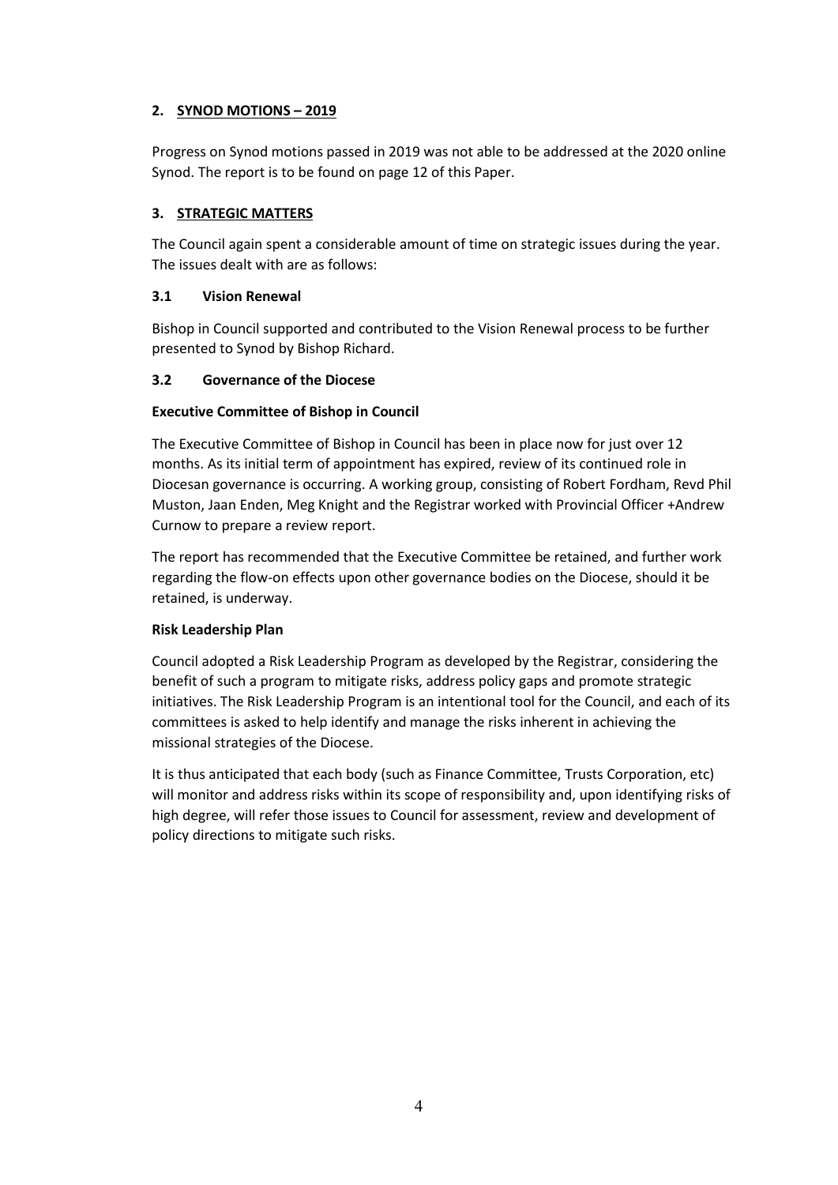## 2. SYNOD MOTIONS – 2019

Progress on Synod motions passed in 2019 was not able to be addressed at the 2020 online Synod. The report is to be found on page 12 of this Paper.

## 3. STRATEGIC MATTERS

The Council again spent a considerable amount of time on strategic issues during the year. The issues dealt with are as follows:

### 3.1 Vision Renewal

Bishop in Council supported and contributed to the Vision Renewal process to be further presented to Synod by Bishop Richard.

### 3.2 Governance of the Diocese

**Executive Committee of Bishop in Council**

The Executive Committee of Bishop in Council has been in place now for just over 12 months. As its initial term of appointment has expired, review of its continued role in Diocesan governance is occurring. A working group, consisting of Robert Fordham, Revd Phil Muston, Jaan Enden, Meg Knight and the Registrar worked with Provincial Officer +Andrew Curnow to prepare a review report.

The report has recommended that the Executive Committee be retained, and further work regarding the flow-on effects upon other governance bodies on the Diocese, should it be retained, is underway.

**Risk Leadership Plan**

Council adopted a Risk Leadership Program as developed by the Registrar, considering the benefit of such a program to mitigate risks, address policy gaps and promote strategic initiatives. The Risk Leadership Program is an intentional tool for the Council, and each of its committees is asked to help identify and manage the risks inherent in achieving the missional strategies of the Diocese.

It is thus anticipated that each body (such as Finance Committee, Trusts Corporation, etc) will monitor and address risks within its scope of responsibility and, upon identifying risks of high degree, will refer those issues to Council for assessment, review and development of policy directions to mitigate such risks.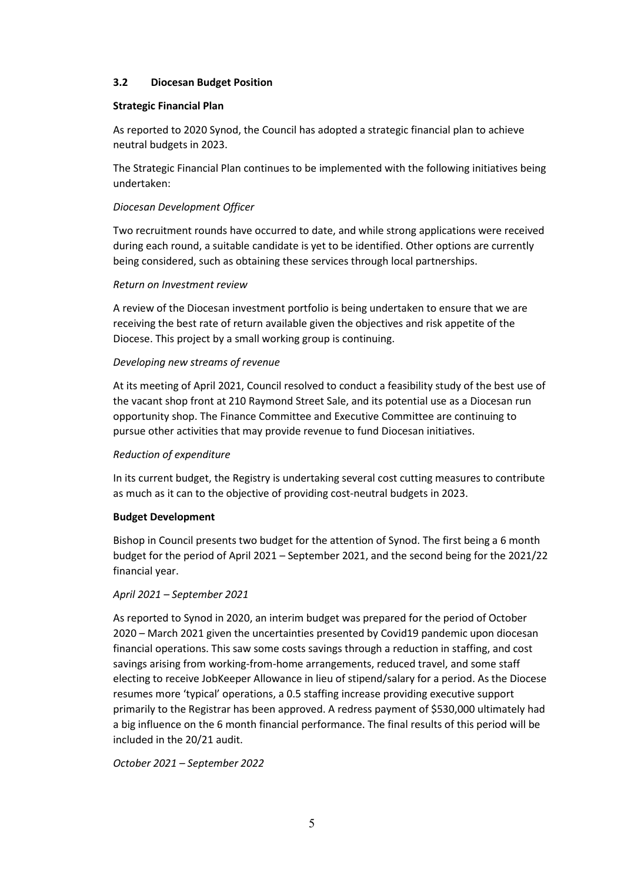### 3.2 Diocesan Budget Position

**Strategic Financial Plan**

As reported to 2020 Synod, the Council has adopted a strategic financial plan to achieve neutral budgets in 2023.

The Strategic Financial Plan continues to be implemented with the following initiatives being undertaken:

*Diocesan Development Officer*

Two recruitment rounds have occurred to date, and while strong applications were received during each round, a suitable candidate is yet to be identified. Other options are currently being considered, such as obtaining these services through local partnerships.

*Return on Investment review*

A review of the Diocesan investment portfolio is being undertaken to ensure that we are receiving the best rate of return available given the objectives and risk appetite of the Diocese. This project by a small working group is continuing.

*Developing new streams of revenue*

At its meeting of April 2021, Council resolved to conduct a feasibility study of the best use of the vacant shop front at 210 Raymond Street Sale, and its potential use as a Diocesan run opportunity shop. The Finance Committee and Executive Committee are continuing to pursue other activities that may provide revenue to fund Diocesan initiatives.

*Reduction of expenditure*

In its current budget, the Registry is undertaking several cost cutting measures to contribute as much as it can to the objective of providing cost-neutral budgets in 2023.

**Budget Development**

Bishop in Council presents two budget for the attention of Synod. The first being a 6 month budget for the period of April 2021 – September 2021, and the second being for the 2021/22 financial year.

*April 2021 – September 2021*

As reported to Synod in 2020, an interim budget was prepared for the period of October 2020 – March 2021 given the uncertainties presented by Covid19 pandemic upon diocesan financial operations. This saw some costs savings through a reduction in staffing, and cost savings arising from working-from-home arrangements, reduced travel, and some staff electing to receive JobKeeper Allowance in lieu of stipend/salary for a period. As the Diocese resumes more 'typical' operations, a 0.5 staffing increase providing executive support primarily to the Registrar has been approved. A redress payment of $530,000 ultimately had a big influence on the 6 month financial performance. The final results of this period will be included in the 20/21 audit.

*October 2021 – September 2022*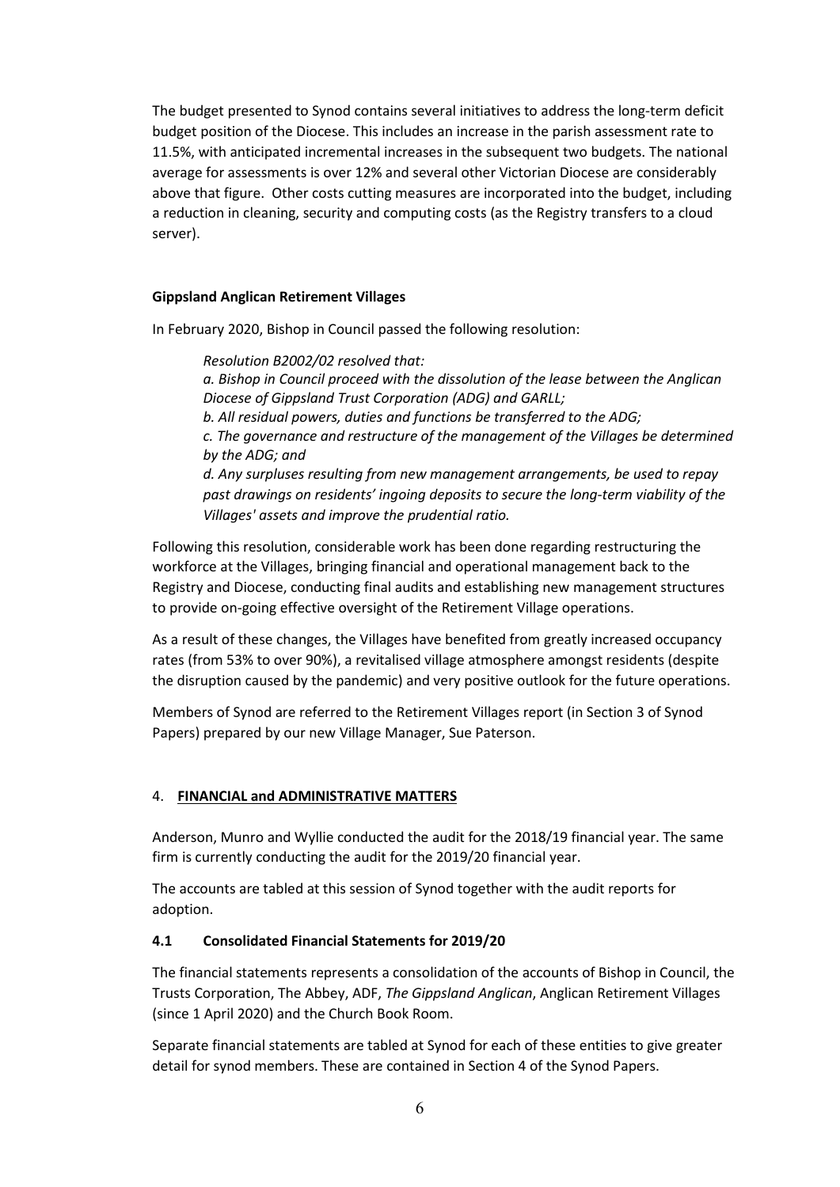The budget presented to Synod contains several initiatives to address the long-term deficit budget position of the Diocese. This includes an increase in the parish assessment rate to 11.5%, with anticipated incremental increases in the subsequent two budgets. The national average for assessments is over 12% and several other Victorian Diocese are considerably above that figure. Other costs cutting measures are incorporated into the budget, including a reduction in cleaning, security and computing costs (as the Registry transfers to a cloud server).

**Gippsland Anglican Retirement Villages**

In February 2020, Bishop in Council passed the following resolution:

> *Resolution B2002/02 resolved that:*
> *a. Bishop in Council proceed with the dissolution of the lease between the Anglican Diocese of Gippsland Trust Corporation (ADG) and GARLL;*
> *b. All residual powers, duties and functions be transferred to the ADG;*
> *c. The governance and restructure of the management of the Villages be determined by the ADG; and*
> *d. Any surpluses resulting from new management arrangements, be used to repay past drawings on residents' ingoing deposits to secure the long-term viability of the Villages' assets and improve the prudential ratio.*

Following this resolution, considerable work has been done regarding restructuring the workforce at the Villages, bringing financial and operational management back to the Registry and Diocese, conducting final audits and establishing new management structures to provide on-going effective oversight of the Retirement Village operations.

As a result of these changes, the Villages have benefited from greatly increased occupancy rates (from 53% to over 90%), a revitalised village atmosphere amongst residents (despite the disruption caused by the pandemic) and very positive outlook for the future operations.

Members of Synod are referred to the Retirement Villages report (in Section 3 of Synod Papers) prepared by our new Village Manager, Sue Paterson.

## 4. **FINANCIAL and ADMINISTRATIVE MATTERS**

Anderson, Munro and Wyllie conducted the audit for the 2018/19 financial year. The same firm is currently conducting the audit for the 2019/20 financial year.

The accounts are tabled at this session of Synod together with the audit reports for adoption.

### 4.1 Consolidated Financial Statements for 2019/20

The financial statements represents a consolidation of the accounts of Bishop in Council, the Trusts Corporation, The Abbey, ADF, *The Gippsland Anglican*, Anglican Retirement Villages (since 1 April 2020) and the Church Book Room.

Separate financial statements are tabled at Synod for each of these entities to give greater detail for synod members. These are contained in Section 4 of the Synod Papers.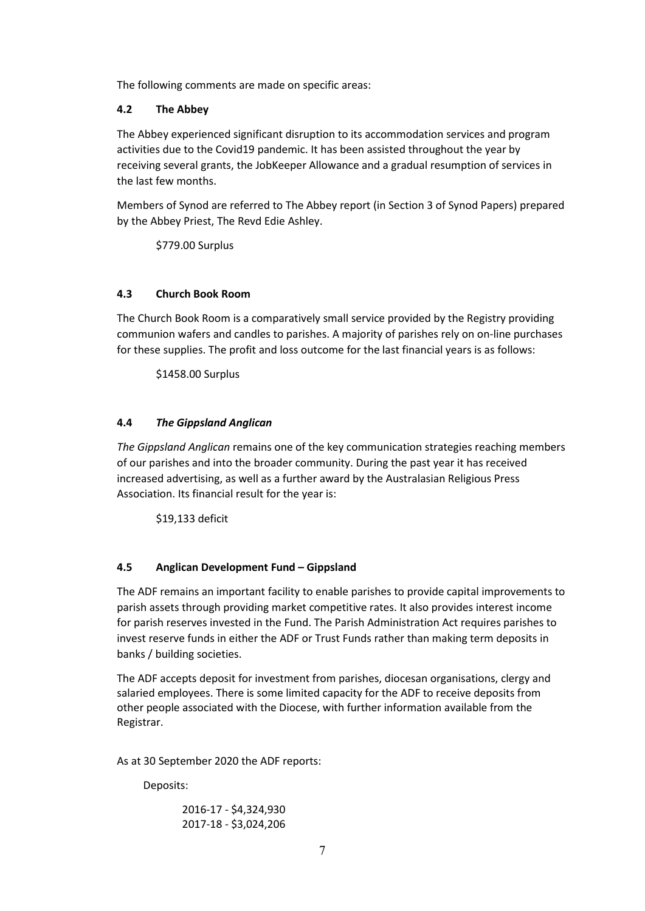The following comments are made on specific areas:

### 4.2 The Abbey

The Abbey experienced significant disruption to its accommodation services and program activities due to the Covid19 pandemic. It has been assisted throughout the year by receiving several grants, the JobKeeper Allowance and a gradual resumption of services in the last few months.

Members of Synod are referred to The Abbey report (in Section 3 of Synod Papers) prepared by the Abbey Priest, The Revd Edie Ashley.

$779.00 Surplus

### 4.3 Church Book Room

The Church Book Room is a comparatively small service provided by the Registry providing communion wafers and candles to parishes. A majority of parishes rely on on-line purchases for these supplies. The profit and loss outcome for the last financial years is as follows:

$1458.00 Surplus

### 4.4 *The Gippsland Anglican*

*The Gippsland Anglican* remains one of the key communication strategies reaching members of our parishes and into the broader community. During the past year it has received increased advertising, as well as a further award by the Australasian Religious Press Association. Its financial result for the year is:

$19,133 deficit

### 4.5 Anglican Development Fund – Gippsland

The ADF remains an important facility to enable parishes to provide capital improvements to parish assets through providing market competitive rates. It also provides interest income for parish reserves invested in the Fund. The Parish Administration Act requires parishes to invest reserve funds in either the ADF or Trust Funds rather than making term deposits in banks / building societies.

The ADF accepts deposit for investment from parishes, diocesan organisations, clergy and salaried employees. There is some limited capacity for the ADF to receive deposits from other people associated with the Diocese, with further information available from the Registrar.

As at 30 September 2020 the ADF reports:

Deposits:

2016-17 - $4,324,930
2017-18 - $3,024,206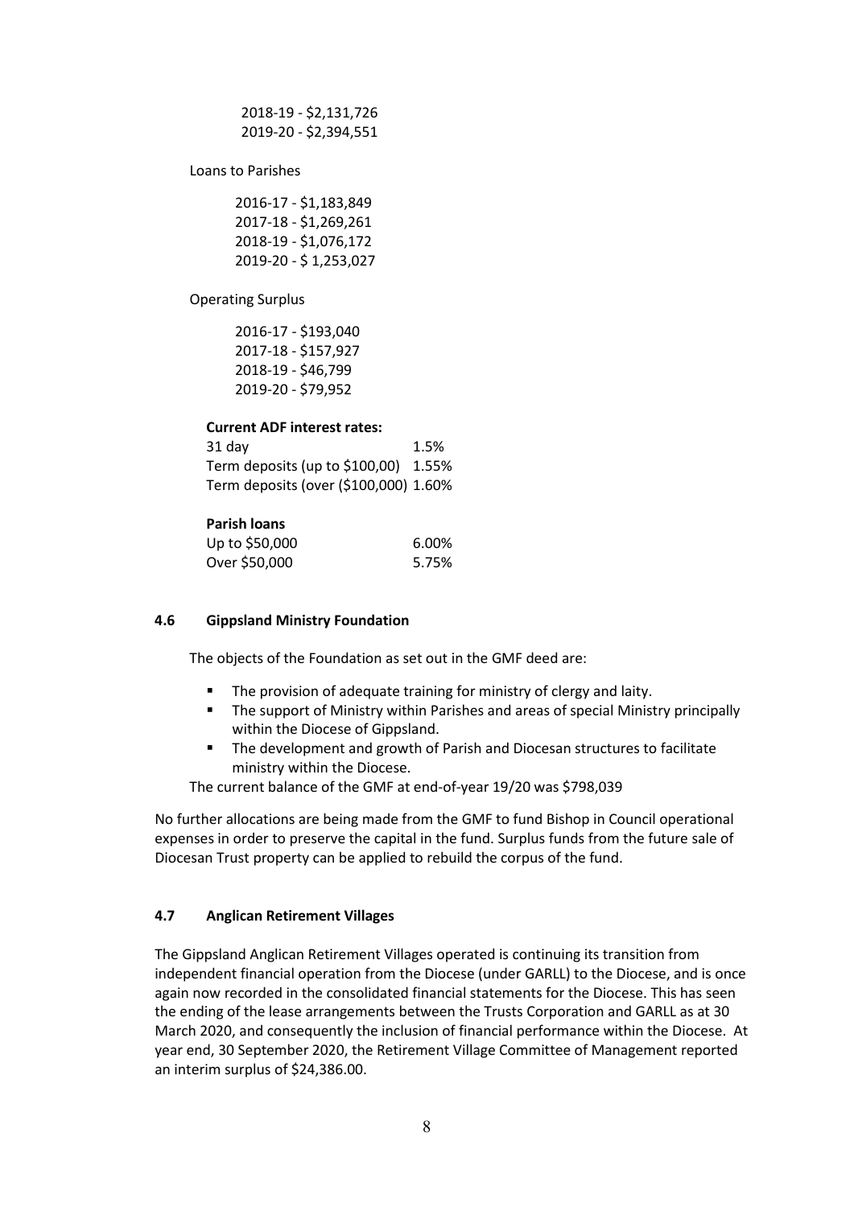2018-19 - $2,131,726
2019-20 - $2,394,551

Loans to Parishes

2016-17 - $1,183,849
2017-18 - $1,269,261
2018-19 - $1,076,172
2019-20 - $ 1,253,027

Operating Surplus

2016-17 - $193,040
2017-18 - $157,927
2018-19 - $46,799
2019-20 - $79,952

**Current ADF interest rates:**

| | |
|---|---|
| 31 day | 1.5% |
| Term deposits (up to $100,00) | 1.55% |
| Term deposits (over ($100,000) | 1.60% |

**Parish loans**

| | |
|---|---|
| Up to $50,000 | 6.00% |
| Over $50,000 | 5.75% |

### 4.6 Gippsland Ministry Foundation

The objects of the Foundation as set out in the GMF deed are:

- The provision of adequate training for ministry of clergy and laity.
- The support of Ministry within Parishes and areas of special Ministry principally within the Diocese of Gippsland.
- The development and growth of Parish and Diocesan structures to facilitate ministry within the Diocese.

The current balance of the GMF at end-of-year 19/20 was $798,039

No further allocations are being made from the GMF to fund Bishop in Council operational expenses in order to preserve the capital in the fund. Surplus funds from the future sale of Diocesan Trust property can be applied to rebuild the corpus of the fund.

### 4.7 Anglican Retirement Villages

The Gippsland Anglican Retirement Villages operated is continuing its transition from independent financial operation from the Diocese (under GARLL) to the Diocese, and is once again now recorded in the consolidated financial statements for the Diocese. This has seen the ending of the lease arrangements between the Trusts Corporation and GARLL as at 30 March 2020, and consequently the inclusion of financial performance within the Diocese. At year end, 30 September 2020, the Retirement Village Committee of Management reported an interim surplus of $24,386.00.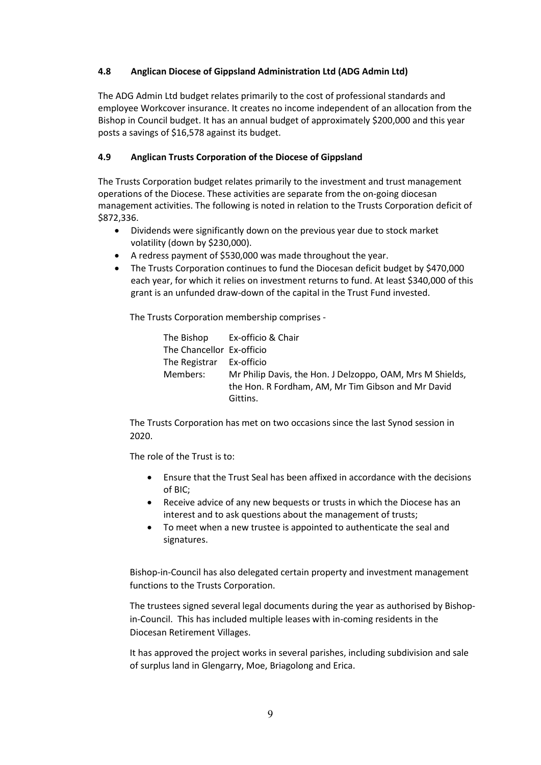### 4.8 Anglican Diocese of Gippsland Administration Ltd (ADG Admin Ltd)

The ADG Admin Ltd budget relates primarily to the cost of professional standards and employee Workcover insurance. It creates no income independent of an allocation from the Bishop in Council budget. It has an annual budget of approximately $200,000 and this year posts a savings of $16,578 against its budget.

### 4.9 Anglican Trusts Corporation of the Diocese of Gippsland

The Trusts Corporation budget relates primarily to the investment and trust management operations of the Diocese. These activities are separate from the on-going diocesan management activities. The following is noted in relation to the Trusts Corporation deficit of $872,336.

- Dividends were significantly down on the previous year due to stock market volatility (down by $230,000).
- A redress payment of $530,000 was made throughout the year.
- The Trusts Corporation continues to fund the Diocesan deficit budget by $470,000 each year, for which it relies on investment returns to fund. At least $340,000 of this grant is an unfunded draw-down of the capital in the Trust Fund invested.

The Trusts Corporation membership comprises -

| | |
|---|---|
| The Bishop | Ex-officio & Chair |
| The Chancellor | Ex-officio |
| The Registrar | Ex-officio |
| Members: | Mr Philip Davis, the Hon. J Delzoppo, OAM, Mrs M Shields, the Hon. R Fordham, AM, Mr Tim Gibson and Mr David Gittins. |

The Trusts Corporation has met on two occasions since the last Synod session in 2020.

The role of the Trust is to:

- Ensure that the Trust Seal has been affixed in accordance with the decisions of BIC;
- Receive advice of any new bequests or trusts in which the Diocese has an interest and to ask questions about the management of trusts;
- To meet when a new trustee is appointed to authenticate the seal and signatures.

Bishop-in-Council has also delegated certain property and investment management functions to the Trusts Corporation.

The trustees signed several legal documents during the year as authorised by Bishop-in-Council. This has included multiple leases with in-coming residents in the Diocesan Retirement Villages.

It has approved the project works in several parishes, including subdivision and sale of surplus land in Glengarry, Moe, Briagolong and Erica.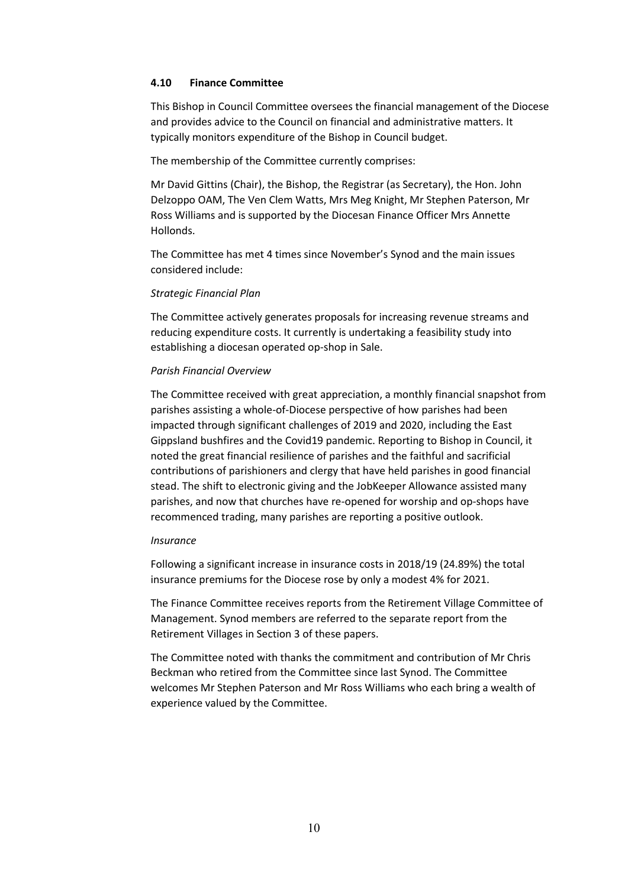### 4.10 Finance Committee

This Bishop in Council Committee oversees the financial management of the Diocese and provides advice to the Council on financial and administrative matters. It typically monitors expenditure of the Bishop in Council budget.

The membership of the Committee currently comprises:

Mr David Gittins (Chair), the Bishop, the Registrar (as Secretary), the Hon. John Delzoppo OAM, The Ven Clem Watts, Mrs Meg Knight, Mr Stephen Paterson, Mr Ross Williams and is supported by the Diocesan Finance Officer Mrs Annette Hollonds.

The Committee has met 4 times since November's Synod and the main issues considered include:

*Strategic Financial Plan*

The Committee actively generates proposals for increasing revenue streams and reducing expenditure costs. It currently is undertaking a feasibility study into establishing a diocesan operated op-shop in Sale.

*Parish Financial Overview*

The Committee received with great appreciation, a monthly financial snapshot from parishes assisting a whole-of-Diocese perspective of how parishes had been impacted through significant challenges of 2019 and 2020, including the East Gippsland bushfires and the Covid19 pandemic. Reporting to Bishop in Council, it noted the great financial resilience of parishes and the faithful and sacrificial contributions of parishioners and clergy that have held parishes in good financial stead. The shift to electronic giving and the JobKeeper Allowance assisted many parishes, and now that churches have re-opened for worship and op-shops have recommenced trading, many parishes are reporting a positive outlook.

*Insurance*

Following a significant increase in insurance costs in 2018/19 (24.89%) the total insurance premiums for the Diocese rose by only a modest 4% for 2021.

The Finance Committee receives reports from the Retirement Village Committee of Management. Synod members are referred to the separate report from the Retirement Villages in Section 3 of these papers.

The Committee noted with thanks the commitment and contribution of Mr Chris Beckman who retired from the Committee since last Synod. The Committee welcomes Mr Stephen Paterson and Mr Ross Williams who each bring a wealth of experience valued by the Committee.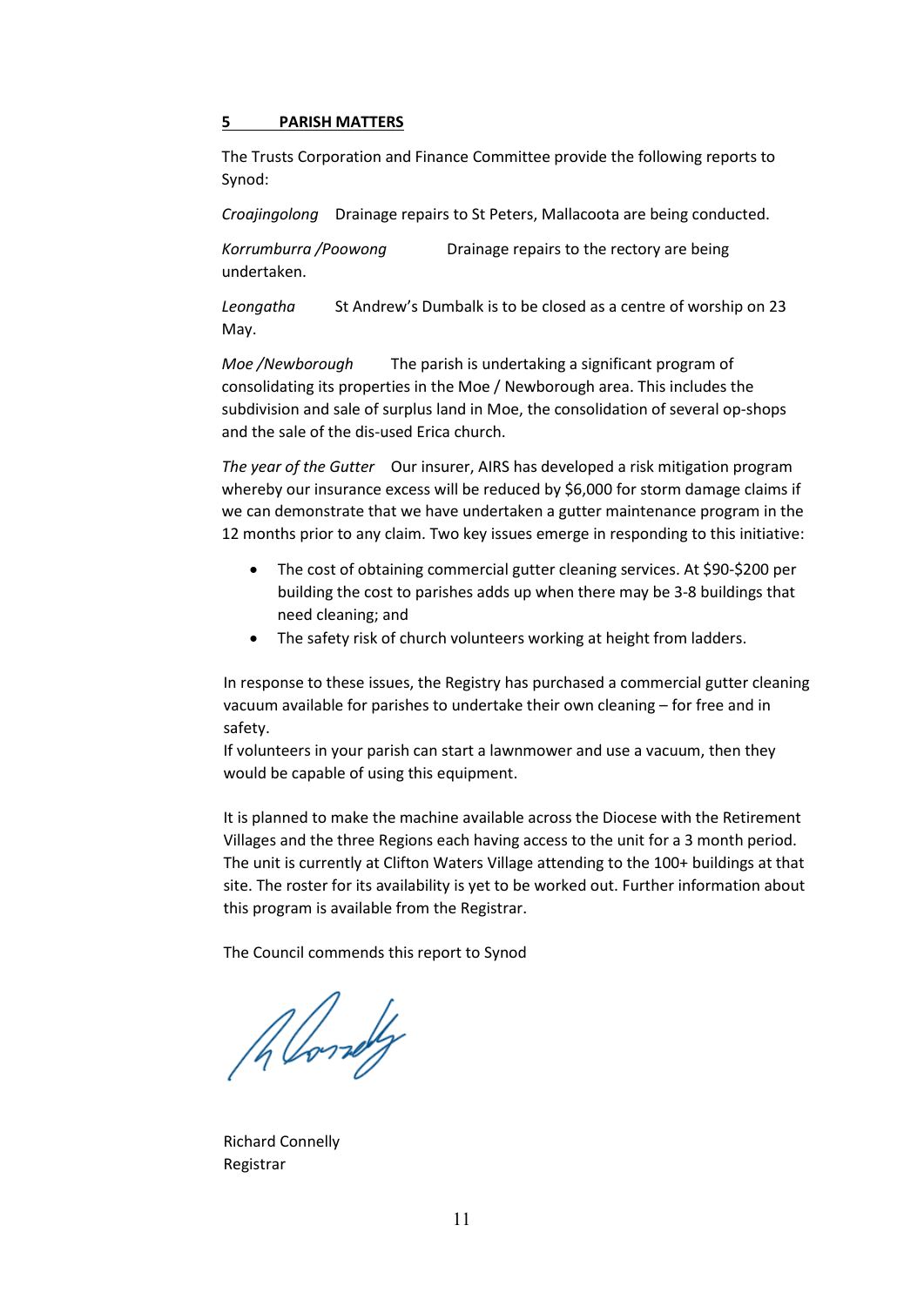## 5 PARISH MATTERS

The Trusts Corporation and Finance Committee provide the following reports to Synod:

*Croajingolong* Drainage repairs to St Peters, Mallacoota are being conducted.

*Korrumburra /Poowong* Drainage repairs to the rectory are being undertaken.

*Leongatha* St Andrew's Dumbalk is to be closed as a centre of worship on 23 May.

*Moe /Newborough* The parish is undertaking a significant program of consolidating its properties in the Moe / Newborough area. This includes the subdivision and sale of surplus land in Moe, the consolidation of several op-shops and the sale of the dis-used Erica church.

*The year of the Gutter* Our insurer, AIRS has developed a risk mitigation program whereby our insurance excess will be reduced by $6,000 for storm damage claims if we can demonstrate that we have undertaken a gutter maintenance program in the 12 months prior to any claim. Two key issues emerge in responding to this initiative:

- The cost of obtaining commercial gutter cleaning services. At $90-$200 per building the cost to parishes adds up when there may be 3-8 buildings that need cleaning; and
- The safety risk of church volunteers working at height from ladders.

In response to these issues, the Registry has purchased a commercial gutter cleaning vacuum available for parishes to undertake their own cleaning – for free and in safety.
If volunteers in your parish can start a lawnmower and use a vacuum, then they would be capable of using this equipment.

It is planned to make the machine available across the Diocese with the Retirement Villages and the three Regions each having access to the unit for a 3 month period. The unit is currently at Clifton Waters Village attending to the 100+ buildings at that site. The roster for its availability is yet to be worked out. Further information about this program is available from the Registrar.

The Council commends this report to Synod

Richard Connelly
Registrar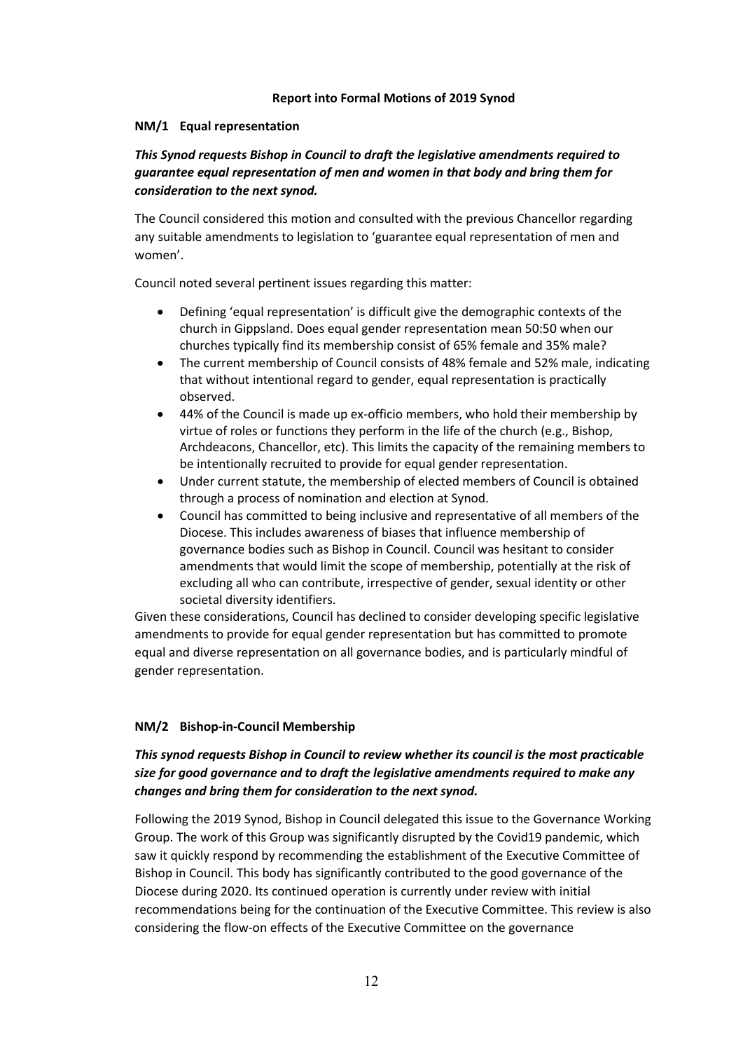**Report into Formal Motions of 2019 Synod**

**NM/1 Equal representation**

***This Synod requests Bishop in Council to draft the legislative amendments required to guarantee equal representation of men and women in that body and bring them for consideration to the next synod.***

The Council considered this motion and consulted with the previous Chancellor regarding any suitable amendments to legislation to 'guarantee equal representation of men and women'.

Council noted several pertinent issues regarding this matter:

- Defining 'equal representation' is difficult give the demographic contexts of the church in Gippsland. Does equal gender representation mean 50:50 when our churches typically find its membership consist of 65% female and 35% male?
- The current membership of Council consists of 48% female and 52% male, indicating that without intentional regard to gender, equal representation is practically observed.
- 44% of the Council is made up ex-officio members, who hold their membership by virtue of roles or functions they perform in the life of the church (e.g., Bishop, Archdeacons, Chancellor, etc). This limits the capacity of the remaining members to be intentionally recruited to provide for equal gender representation.
- Under current statute, the membership of elected members of Council is obtained through a process of nomination and election at Synod.
- Council has committed to being inclusive and representative of all members of the Diocese. This includes awareness of biases that influence membership of governance bodies such as Bishop in Council. Council was hesitant to consider amendments that would limit the scope of membership, potentially at the risk of excluding all who can contribute, irrespective of gender, sexual identity or other societal diversity identifiers.

Given these considerations, Council has declined to consider developing specific legislative amendments to provide for equal gender representation but has committed to promote equal and diverse representation on all governance bodies, and is particularly mindful of gender representation.

**NM/2 Bishop-in-Council Membership**

***This synod requests Bishop in Council to review whether its council is the most practicable size for good governance and to draft the legislative amendments required to make any changes and bring them for consideration to the next synod.***

Following the 2019 Synod, Bishop in Council delegated this issue to the Governance Working Group. The work of this Group was significantly disrupted by the Covid19 pandemic, which saw it quickly respond by recommending the establishment of the Executive Committee of Bishop in Council. This body has significantly contributed to the good governance of the Diocese during 2020. Its continued operation is currently under review with initial recommendations being for the continuation of the Executive Committee. This review is also considering the flow-on effects of the Executive Committee on the governance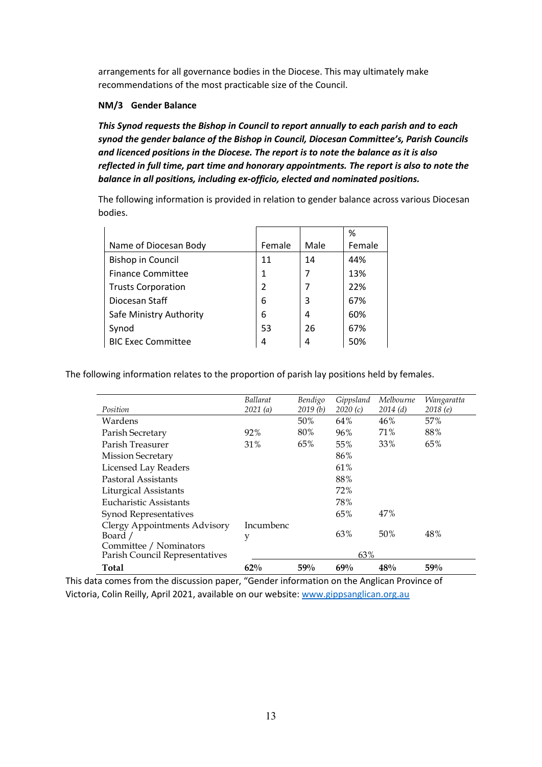arrangements for all governance bodies in the Diocese. This may ultimately make recommendations of the most practicable size of the Council.

### NM/3 Gender Balance

***This Synod requests the Bishop in Council to report annually to each parish and to each synod the gender balance of the Bishop in Council, Diocesan Committee's, Parish Councils and licenced positions in the Diocese. The report is to note the balance as it is also reflected in full time, part time and honorary appointments. The report is also to note the balance in all positions, including ex-officio, elected and nominated positions.***

The following information is provided in relation to gender balance across various Diocesan bodies.

| Name of Diocesan Body | Female | Male | % Female |
|---|---|---|---|
| Bishop in Council | 11 | 14 | 44% |
| Finance Committee | 1 | 7 | 13% |
| Trusts Corporation | 2 | 7 | 22% |
| Diocesan Staff | 6 | 3 | 67% |
| Safe Ministry Authority | 6 | 4 | 60% |
| Synod | 53 | 26 | 67% |
| BIC Exec Committee | 4 | 4 | 50% |

The following information relates to the proportion of parish lay positions held by females.

| *Position* | *Ballarat 2021 (a)* | *Bendigo 2019 (b)* | *Gippsland 2020 (c)* | *Melbourne 2014 (d)* | *Wangaratta 2018 (e)* |
|---|---|---|---|---|---|
| Wardens | | 50% | 64% | 46% | 57% |
| Parish Secretary | 92% | 80% | 96% | 71% | 88% |
| Parish Treasurer | 31% | 65% | 55% | 33% | 65% |
| Mission Secretary | | | 86% | | |
| Licensed Lay Readers | | | 61% | | |
| Pastoral Assistants | | | 88% | | |
| Liturgical Assistants | | | 72% | | |
| Eucharistic Assistants | | | 78% | | |
| Synod Representatives | | | 65% | 47% | |
| Clergy Appointments Advisory Board / Committee / Nominators | Incumbency | | 63% | 50% | 48% |
| Parish Council Representatives | | | 63% | | |
| **Total** | **62%** | **59%** | **69%** | **48%** | **59%** |

This data comes from the discussion paper, "Gender information on the Anglican Province of Victoria, Colin Reilly, April 2021, available on our website: [www.gippsanglican.org.au](http://www.gippsanglican.org.au)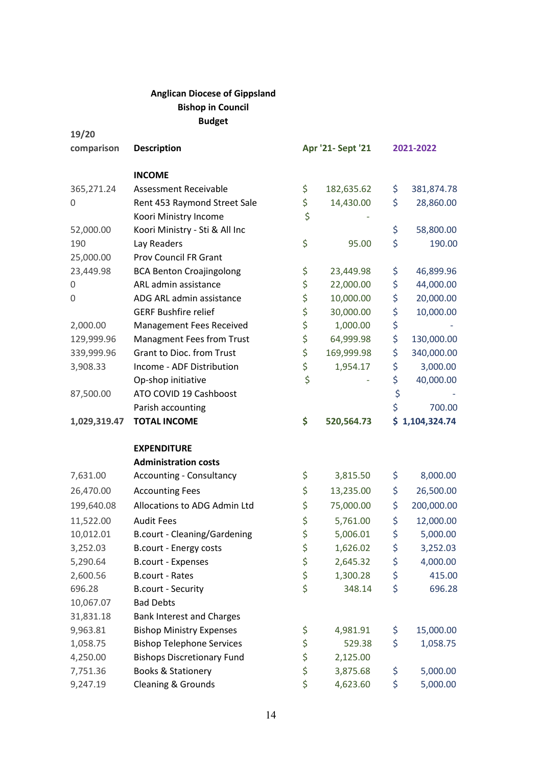**Anglican Diocese of Gippsland**
**Bishop in Council**
**Budget**

| 19/20 comparison | Description | Apr '21- Sept '21 | 2021-2022 |
|---|---|---|---|
| | **INCOME** | | |
| 365,271.24 | Assessment Receivable | $ 182,635.62 | $ 381,874.78 |
| 0 | Rent 453 Raymond Street Sale | $ 14,430.00 | $ 28,860.00 |
| | Koori Ministry Income | $ - | |
| 52,000.00 | Koori Ministry - Sti & All Inc | | $ 58,800.00 |
| 190 | Lay Readers | $ 95.00 | $ 190.00 |
| 25,000.00 | Prov Council FR Grant | | |
| 23,449.98 | BCA Benton Croajingolong | $ 23,449.98 | $ 46,899.96 |
| 0 | ARL admin assistance | $ 22,000.00 | $ 44,000.00 |
| 0 | ADG ARL admin assistance | $ 10,000.00 | $ 20,000.00 |
| | GERF Bushfire relief | $ 30,000.00 | $ 10,000.00 |
| 2,000.00 | Management Fees Received | $ 1,000.00 | $ - |
| 129,999.96 | Managment Fees from Trust | $ 64,999.98 | $ 130,000.00 |
| 339,999.96 | Grant to Dioc. from Trust | $ 169,999.98 | $ 340,000.00 |
| 3,908.33 | Income - ADF Distribution | $ 1,954.17 | $ 3,000.00 |
| | Op-shop initiative | $ - | $ 40,000.00 |
| 87,500.00 | ATO COVID 19 Cashboost | | $ - |
| | Parish accounting | | $ 700.00 |
| **1,029,319.47** | **TOTAL INCOME** | **$ 520,564.73** | **$ 1,104,324.74** |
| | **EXPENDITURE** | | |
| | **Administration costs** | | |
| 7,631.00 | Accounting - Consultancy | $ 3,815.50 | $ 8,000.00 |
| 26,470.00 | Accounting Fees | $ 13,235.00 | $ 26,500.00 |
| 199,640.08 | Allocations to ADG Admin Ltd | $ 75,000.00 | $ 200,000.00 |
| 11,522.00 | Audit Fees | $ 5,761.00 | $ 12,000.00 |
| 10,012.01 | B.court - Cleaning/Gardening | $ 5,006.01 | $ 5,000.00 |
| 3,252.03 | B.court - Energy costs | $ 1,626.02 | $ 3,252.03 |
| 5,290.64 | B.court - Expenses | $ 2,645.32 | $ 4,000.00 |
| 2,600.56 | B.court - Rates | $ 1,300.28 | $ 415.00 |
| 696.28 | B.court - Security | $ 348.14 | $ 696.28 |
| 10,067.07 | Bad Debts | | |
| 31,831.18 | Bank Interest and Charges | | |
| 9,963.81 | Bishop Ministry Expenses | $ 4,981.91 | $ 15,000.00 |
| 1,058.75 | Bishop Telephone Services | $ 529.38 | $ 1,058.75 |
| 4,250.00 | Bishops Discretionary Fund | $ 2,125.00 | |
| 7,751.36 | Books & Stationery | $ 3,875.68 | $ 5,000.00 |
| 9,247.19 | Cleaning & Grounds | $ 4,623.60 | $ 5,000.00 |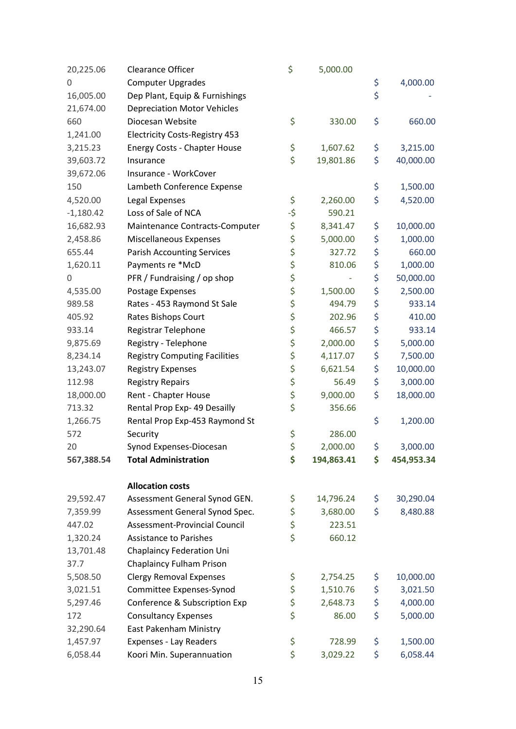| | | | |
|---|---|---|---|
| 20,225.06 | Clearance Officer | $ 5,000.00 | |
| 0 | Computer Upgrades | | $ 4,000.00 |
| 16,005.00 | Dep Plant, Equip & Furnishings | | $ - |
| 21,674.00 | Depreciation Motor Vehicles | | |
| 660 | Diocesan Website | $ 330.00 | $ 660.00 |
| 1,241.00 | Electricity Costs-Registry 453 | | |
| 3,215.23 | Energy Costs - Chapter House | $ 1,607.62 | $ 3,215.00 |
| 39,603.72 | Insurance | $ 19,801.86 | $ 40,000.00 |
| 39,672.06 | Insurance - WorkCover | | |
| 150 | Lambeth Conference Expense | | $ 1,500.00 |
| 4,520.00 | Legal Expenses | $ 2,260.00 | $ 4,520.00 |
| -1,180.42 | Loss of Sale of NCA | -$ 590.21 | |
| 16,682.93 | Maintenance Contracts-Computer | $ 8,341.47 | $ 10,000.00 |
| 2,458.86 | Miscellaneous Expenses | $ 5,000.00 | $ 1,000.00 |
| 655.44 | Parish Accounting Services | $ 327.72 | $ 660.00 |
| 1,620.11 | Payments re *McD | $ 810.06 | $ 1,000.00 |
| 0 | PFR / Fundraising / op shop | $ - | $ 50,000.00 |
| 4,535.00 | Postage Expenses | $ 1,500.00 | $ 2,500.00 |
| 989.58 | Rates - 453 Raymond St Sale | $ 494.79 | $ 933.14 |
| 405.92 | Rates Bishops Court | $ 202.96 | $ 410.00 |
| 933.14 | Registrar Telephone | $ 466.57 | $ 933.14 |
| 9,875.69 | Registry - Telephone | $ 2,000.00 | $ 5,000.00 |
| 8,234.14 | Registry Computing Facilities | $ 4,117.07 | $ 7,500.00 |
| 13,243.07 | Registry Expenses | $ 6,621.54 | $ 10,000.00 |
| 112.98 | Registry Repairs | $ 56.49 | $ 3,000.00 |
| 18,000.00 | Rent - Chapter House | $ 9,000.00 | $ 18,000.00 |
| 713.32 | Rental Prop Exp- 49 Desailly | $ 356.66 | |
| 1,266.75 | Rental Prop Exp-453 Raymond St | | $ 1,200.00 |
| 572 | Security | $ 286.00 | |
| 20 | Synod Expenses-Diocesan | $ 2,000.00 | $ 3,000.00 |
| **567,388.54** | **Total Administration** | **$ 194,863.41** | **$ 454,953.34** |
| | | | |
| | **Allocation costs** | | |
| 29,592.47 | Assessment General Synod GEN. | $ 14,796.24 | $ 30,290.04 |
| 7,359.99 | Assessment General Synod Spec. | $ 3,680.00 | $ 8,480.88 |
| 447.02 | Assessment-Provincial Council | $ 223.51 | |
| 1,320.24 | Assistance to Parishes | $ 660.12 | |
| 13,701.48 | Chaplaincy Federation Uni | | |
| 37.7 | Chaplaincy Fulham Prison | | |
| 5,508.50 | Clergy Removal Expenses | $ 2,754.25 | $ 10,000.00 |
| 3,021.51 | Committee Expenses-Synod | $ 1,510.76 | $ 3,021.50 |
| 5,297.46 | Conference & Subscription Exp | $ 2,648.73 | $ 4,000.00 |
| 172 | Consultancy Expenses | $ 86.00 | $ 5,000.00 |
| 32,290.64 | East Pakenham Ministry | | |
| 1,457.97 | Expenses - Lay Readers | $ 728.99 | $ 1,500.00 |
| 6,058.44 | Koori Min. Superannuation | $ 3,029.22 | $ 6,058.44 |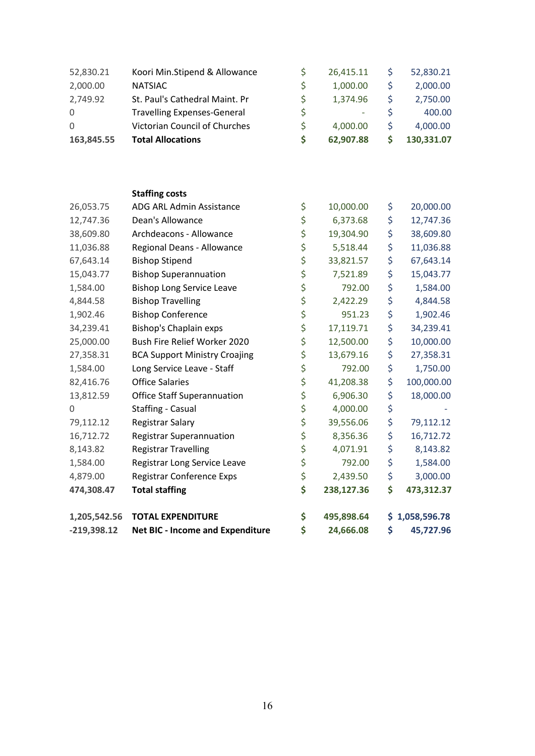| | | | |
|---|---|---|---|
| 52,830.21 | Koori Min.Stipend & Allowance | $ 26,415.11 | $ 52,830.21 |
| 2,000.00 | NATSIAC | $ 1,000.00 | $ 2,000.00 |
| 2,749.92 | St. Paul's Cathedral Maint. Pr | $ 1,374.96 | $ 2,750.00 |
| 0 | Travelling Expenses-General | $ - | $ 400.00 |
| 0 | Victorian Council of Churches | $ 4,000.00 | $ 4,000.00 |
| **163,845.55** | **Total Allocations** | **$ 62,907.88** | **$ 130,331.07** |

| | | | |
|---|---|---|---|
| | **Staffing costs** | | |
| 26,053.75 | ADG ARL Admin Assistance | $ 10,000.00 | $ 20,000.00 |
| 12,747.36 | Dean's Allowance | $ 6,373.68 | $ 12,747.36 |
| 38,609.80 | Archdeacons - Allowance | $ 19,304.90 | $ 38,609.80 |
| 11,036.88 | Regional Deans - Allowance | $ 5,518.44 | $ 11,036.88 |
| 67,643.14 | Bishop Stipend | $ 33,821.57 | $ 67,643.14 |
| 15,043.77 | Bishop Superannuation | $ 7,521.89 | $ 15,043.77 |
| 1,584.00 | Bishop Long Service Leave | $ 792.00 | $ 1,584.00 |
| 4,844.58 | Bishop Travelling | $ 2,422.29 | $ 4,844.58 |
| 1,902.46 | Bishop Conference | $ 951.23 | $ 1,902.46 |
| 34,239.41 | Bishop's Chaplain exps | $ 17,119.71 | $ 34,239.41 |
| 25,000.00 | Bush Fire Relief Worker 2020 | $ 12,500.00 | $ 10,000.00 |
| 27,358.31 | BCA Support Ministry Croajing | $ 13,679.16 | $ 27,358.31 |
| 1,584.00 | Long Service Leave - Staff | $ 792.00 | $ 1,750.00 |
| 82,416.76 | Office Salaries | $ 41,208.38 | $ 100,000.00 |
| 13,812.59 | Office Staff Superannuation | $ 6,906.30 | $ 18,000.00 |
| 0 | Staffing - Casual | $ 4,000.00 | $ - |
| 79,112.12 | Registrar Salary | $ 39,556.06 | $ 79,112.12 |
| 16,712.72 | Registrar Superannuation | $ 8,356.36 | $ 16,712.72 |
| 8,143.82 | Registrar Travelling | $ 4,071.91 | $ 8,143.82 |
| 1,584.00 | Registrar Long Service Leave | $ 792.00 | $ 1,584.00 |
| 4,879.00 | Registrar Conference Exps | $ 2,439.50 | $ 3,000.00 |
| **474,308.47** | **Total staffing** | **$ 238,127.36** | **$ 473,312.37** |
| | | | |
| **1,205,542.56** | **TOTAL EXPENDITURE** | **$ 495,898.64** | **$ 1,058,596.78** |
| **-219,398.12** | **Net BIC - Income and Expenditure** | **$ 24,666.08** | **$ 45,727.96** |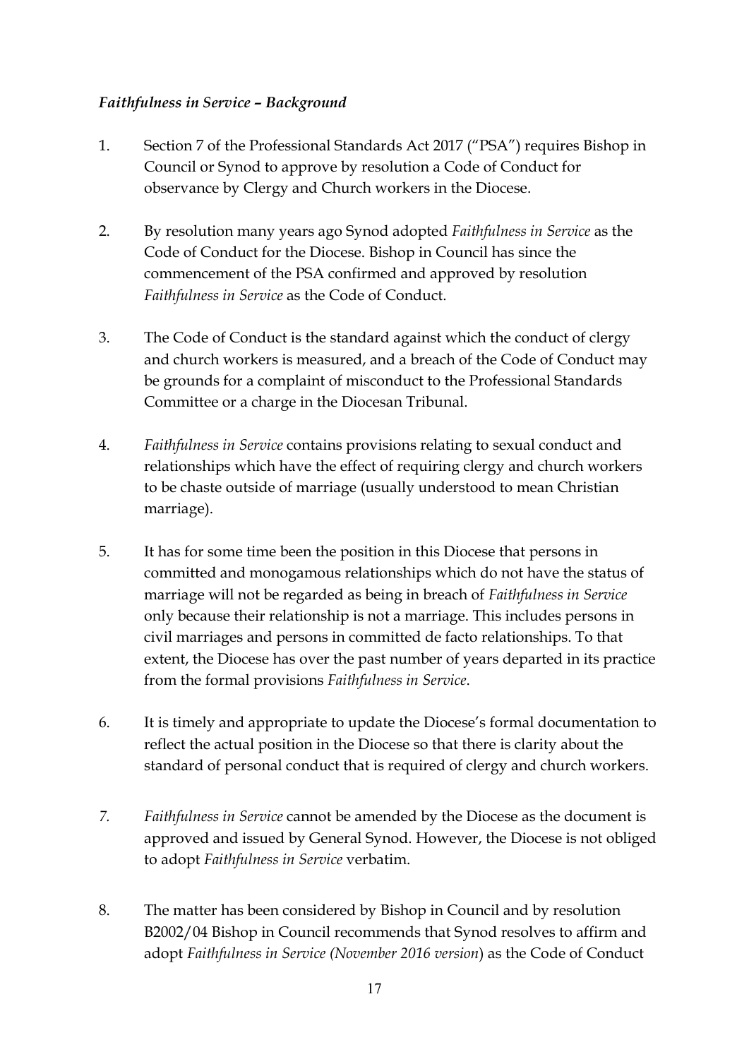*Faithfulness in Service – Background*

1. Section 7 of the Professional Standards Act 2017 ("PSA") requires Bishop in Council or Synod to approve by resolution a Code of Conduct for observance by Clergy and Church workers in the Diocese.

2. By resolution many years ago Synod adopted *Faithfulness in Service* as the Code of Conduct for the Diocese. Bishop in Council has since the commencement of the PSA confirmed and approved by resolution *Faithfulness in Service* as the Code of Conduct.

3. The Code of Conduct is the standard against which the conduct of clergy and church workers is measured, and a breach of the Code of Conduct may be grounds for a complaint of misconduct to the Professional Standards Committee or a charge in the Diocesan Tribunal.

4. *Faithfulness in Service* contains provisions relating to sexual conduct and relationships which have the effect of requiring clergy and church workers to be chaste outside of marriage (usually understood to mean Christian marriage).

5. It has for some time been the position in this Diocese that persons in committed and monogamous relationships which do not have the status of marriage will not be regarded as being in breach of *Faithfulness in Service* only because their relationship is not a marriage. This includes persons in civil marriages and persons in committed de facto relationships. To that extent, the Diocese has over the past number of years departed in its practice from the formal provisions *Faithfulness in Service*.

6. It is timely and appropriate to update the Diocese's formal documentation to reflect the actual position in the Diocese so that there is clarity about the standard of personal conduct that is required of clergy and church workers.

7. *Faithfulness in Service* cannot be amended by the Diocese as the document is approved and issued by General Synod. However, the Diocese is not obliged to adopt *Faithfulness in Service* verbatim.

8. The matter has been considered by Bishop in Council and by resolution B2002/04 Bishop in Council recommends that Synod resolves to affirm and adopt *Faithfulness in Service (November 2016 version*) as the Code of Conduct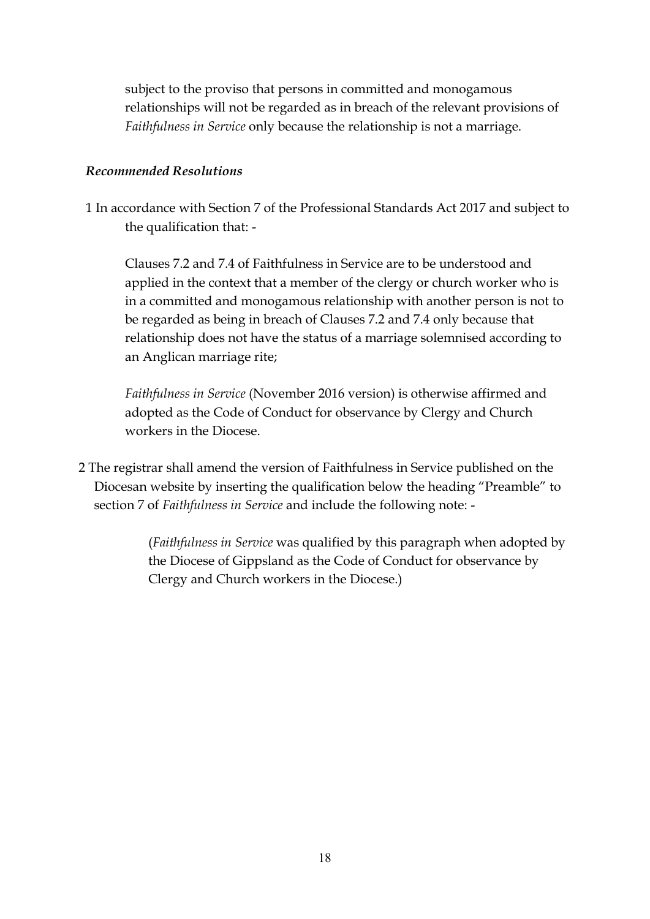subject to the proviso that persons in committed and monogamous relationships will not be regarded as in breach of the relevant provisions of *Faithfulness in Service* only because the relationship is not a marriage.

***Recommended Resolutions***

1 In accordance with Section 7 of the Professional Standards Act 2017 and subject to the qualification that: -

> Clauses 7.2 and 7.4 of Faithfulness in Service are to be understood and applied in the context that a member of the clergy or church worker who is in a committed and monogamous relationship with another person is not to be regarded as being in breach of Clauses 7.2 and 7.4 only because that relationship does not have the status of a marriage solemnised according to an Anglican marriage rite;
>
> *Faithfulness in Service* (November 2016 version) is otherwise affirmed and adopted as the Code of Conduct for observance by Clergy and Church workers in the Diocese.

2 The registrar shall amend the version of Faithfulness in Service published on the Diocesan website by inserting the qualification below the heading "Preamble" to section 7 of *Faithfulness in Service* and include the following note: -

> (*Faithfulness in Service* was qualified by this paragraph when adopted by the Diocese of Gippsland as the Code of Conduct for observance by Clergy and Church workers in the Diocese.)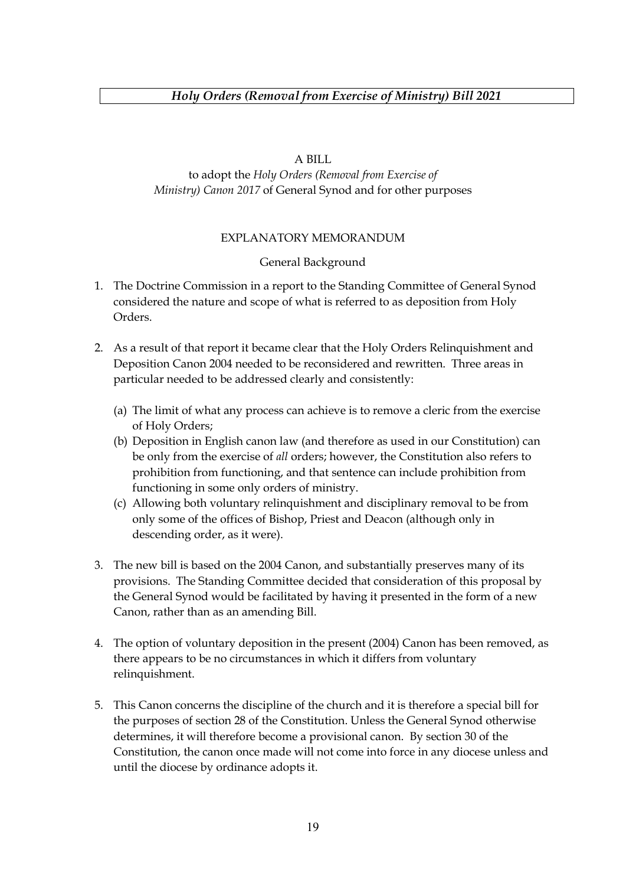***Holy Orders (Removal from Exercise of Ministry) Bill 2021***

A BILL

to adopt the *Holy Orders (Removal from Exercise of Ministry) Canon 2017* of General Synod and for other purposes

EXPLANATORY MEMORANDUM

General Background

1. The Doctrine Commission in a report to the Standing Committee of General Synod considered the nature and scope of what is referred to as deposition from Holy Orders.

2. As a result of that report it became clear that the Holy Orders Relinquishment and Deposition Canon 2004 needed to be reconsidered and rewritten. Three areas in particular needed to be addressed clearly and consistently:

   (a) The limit of what any process can achieve is to remove a cleric from the exercise of Holy Orders;
   (b) Deposition in English canon law (and therefore as used in our Constitution) can be only from the exercise of *all* orders; however, the Constitution also refers to prohibition from functioning, and that sentence can include prohibition from functioning in some only orders of ministry.
   (c) Allowing both voluntary relinquishment and disciplinary removal to be from only some of the offices of Bishop, Priest and Deacon (although only in descending order, as it were).

3. The new bill is based on the 2004 Canon, and substantially preserves many of its provisions. The Standing Committee decided that consideration of this proposal by the General Synod would be facilitated by having it presented in the form of a new Canon, rather than as an amending Bill.

4. The option of voluntary deposition in the present (2004) Canon has been removed, as there appears to be no circumstances in which it differs from voluntary relinquishment.

5. This Canon concerns the discipline of the church and it is therefore a special bill for the purposes of section 28 of the Constitution. Unless the General Synod otherwise determines, it will therefore become a provisional canon. By section 30 of the Constitution, the canon once made will not come into force in any diocese unless and until the diocese by ordinance adopts it.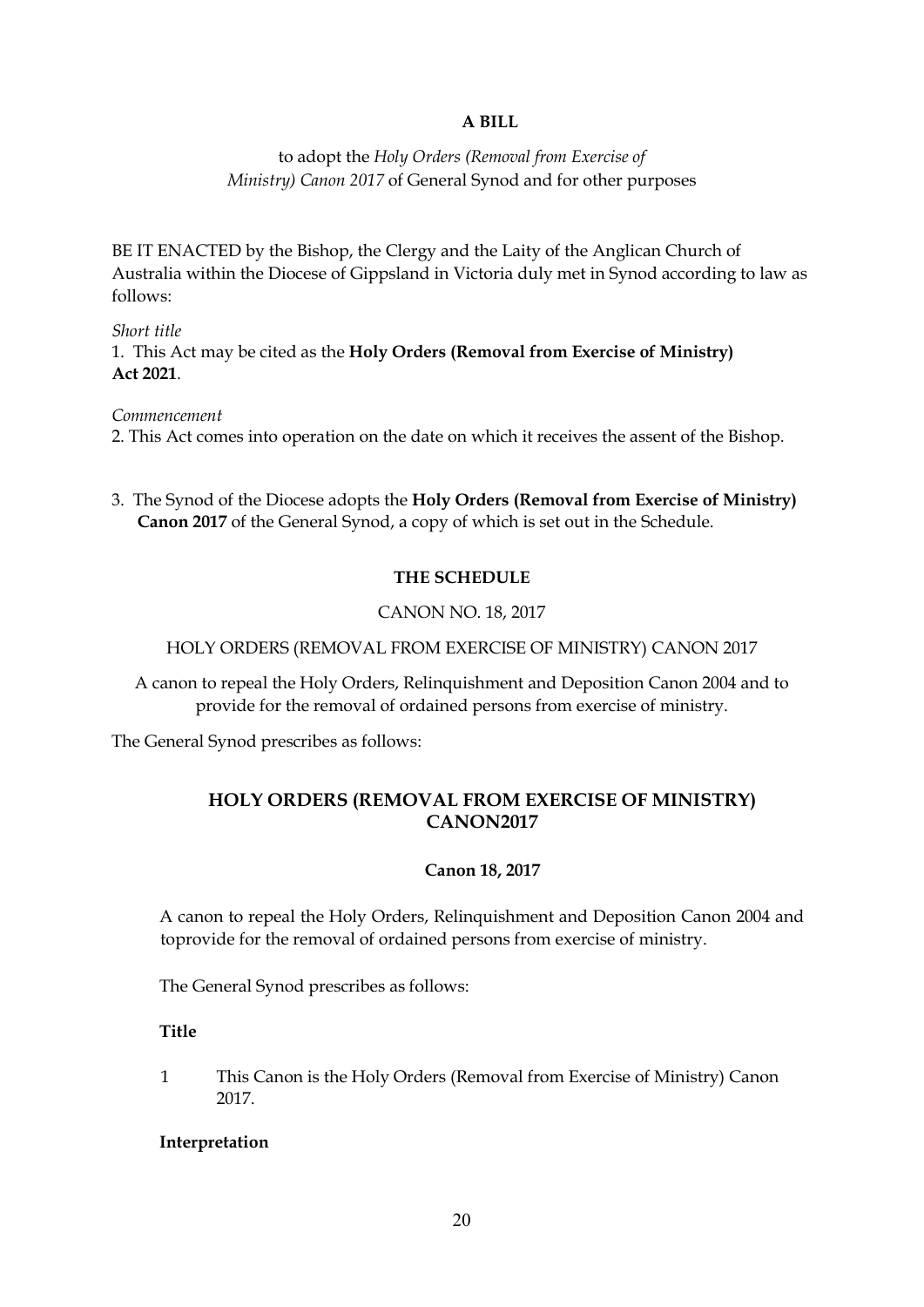**A BILL**

to adopt the *Holy Orders (Removal from Exercise of Ministry) Canon 2017* of General Synod and for other purposes

BE IT ENACTED by the Bishop, the Clergy and the Laity of the Anglican Church of Australia within the Diocese of Gippsland in Victoria duly met in Synod according to law as follows:

*Short title*

1. This Act may be cited as the **Holy Orders (Removal from Exercise of Ministry) Act 2021**.

*Commencement*

2. This Act comes into operation on the date on which it receives the assent of the Bishop.

3. The Synod of the Diocese adopts the **Holy Orders (Removal from Exercise of Ministry) Canon 2017** of the General Synod, a copy of which is set out in the Schedule.

**THE SCHEDULE**

CANON NO. 18, 2017

HOLY ORDERS (REMOVAL FROM EXERCISE OF MINISTRY) CANON 2017

A canon to repeal the Holy Orders, Relinquishment and Deposition Canon 2004 and to provide for the removal of ordained persons from exercise of ministry.

The General Synod prescribes as follows:

## HOLY ORDERS (REMOVAL FROM EXERCISE OF MINISTRY) CANON2017

**Canon 18, 2017**

A canon to repeal the Holy Orders, Relinquishment and Deposition Canon 2004 and toprovide for the removal of ordained persons from exercise of ministry.

The General Synod prescribes as follows:

**Title**

1 This Canon is the Holy Orders (Removal from Exercise of Ministry) Canon 2017.

**Interpretation**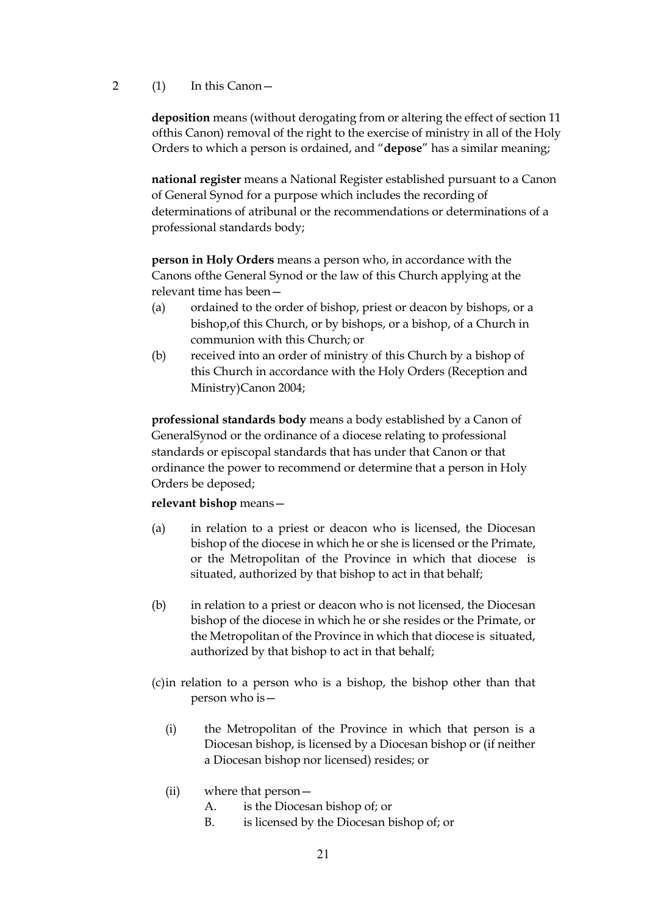2 (1) In this Canon—

**deposition** means (without derogating from or altering the effect of section 11 ofthis Canon) removal of the right to the exercise of ministry in all of the Holy Orders to which a person is ordained, and "**depose**" has a similar meaning;

**national register** means a National Register established pursuant to a Canon of General Synod for a purpose which includes the recording of determinations of atribunal or the recommendations or determinations of a professional standards body;

**person in Holy Orders** means a person who, in accordance with the Canons ofthe General Synod or the law of this Church applying at the relevant time has been—

(a) ordained to the order of bishop, priest or deacon by bishops, or a bishop,of this Church, or by bishops, or a bishop, of a Church in communion with this Church; or

(b) received into an order of ministry of this Church by a bishop of this Church in accordance with the Holy Orders (Reception and Ministry)Canon 2004;

**professional standards body** means a body established by a Canon of GeneralSynod or the ordinance of a diocese relating to professional standards or episcopal standards that has under that Canon or that ordinance the power to recommend or determine that a person in Holy Orders be deposed;

**relevant bishop** means—

(a) in relation to a priest or deacon who is licensed, the Diocesan bishop of the diocese in which he or she is licensed or the Primate, or the Metropolitan of the Province in which that diocese is situated, authorized by that bishop to act in that behalf;

(b) in relation to a priest or deacon who is not licensed, the Diocesan bishop of the diocese in which he or she resides or the Primate, or the Metropolitan of the Province in which that diocese is situated, authorized by that bishop to act in that behalf;

(c)in relation to a person who is a bishop, the bishop other than that person who is—

(i) the Metropolitan of the Province in which that person is a Diocesan bishop, is licensed by a Diocesan bishop or (if neither a Diocesan bishop nor licensed) resides; or

(ii) where that person—

A. is the Diocesan bishop of; or

B. is licensed by the Diocesan bishop of; or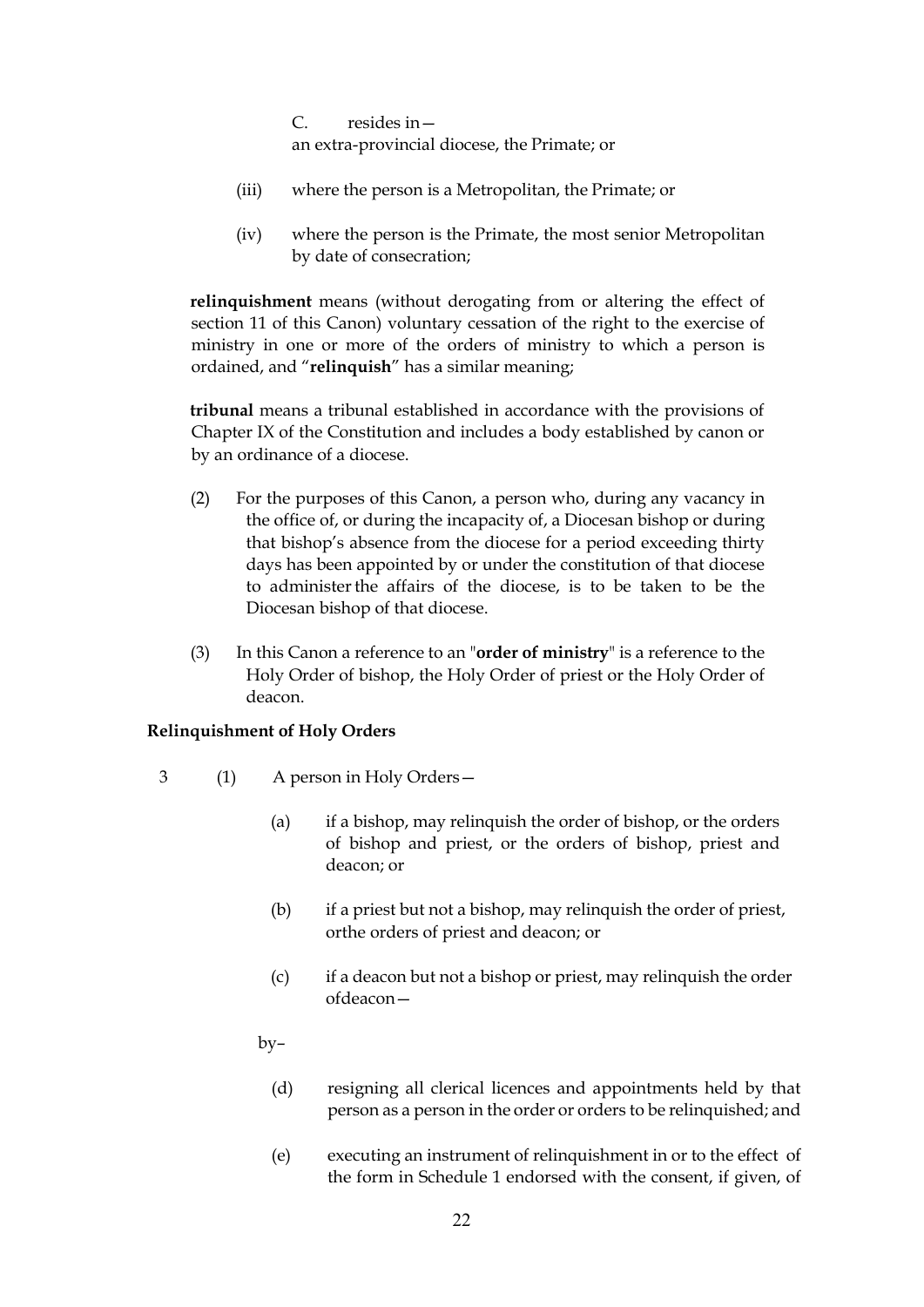C. resides in—
an extra-provincial diocese, the Primate; or

(iii) where the person is a Metropolitan, the Primate; or

(iv) where the person is the Primate, the most senior Metropolitan by date of consecration;

**relinquishment** means (without derogating from or altering the effect of section 11 of this Canon) voluntary cessation of the right to the exercise of ministry in one or more of the orders of ministry to which a person is ordained, and "**relinquish**" has a similar meaning;

**tribunal** means a tribunal established in accordance with the provisions of Chapter IX of the Constitution and includes a body established by canon or by an ordinance of a diocese.

(2) For the purposes of this Canon, a person who, during any vacancy in the office of, or during the incapacity of, a Diocesan bishop or during that bishop's absence from the diocese for a period exceeding thirty days has been appointed by or under the constitution of that diocese to administer the affairs of the diocese, is to be taken to be the Diocesan bishop of that diocese.

(3) In this Canon a reference to an "**order of ministry**" is a reference to the Holy Order of bishop, the Holy Order of priest or the Holy Order of deacon.

**Relinquishment of Holy Orders**

3 (1) A person in Holy Orders—

(a) if a bishop, may relinquish the order of bishop, or the orders of bishop and priest, or the orders of bishop, priest and deacon; or

(b) if a priest but not a bishop, may relinquish the order of priest, orthe orders of priest and deacon; or

(c) if a deacon but not a bishop or priest, may relinquish the order ofdeacon—

by–

(d) resigning all clerical licences and appointments held by that person as a person in the order or orders to be relinquished; and

(e) executing an instrument of relinquishment in or to the effect of the form in Schedule 1 endorsed with the consent, if given, of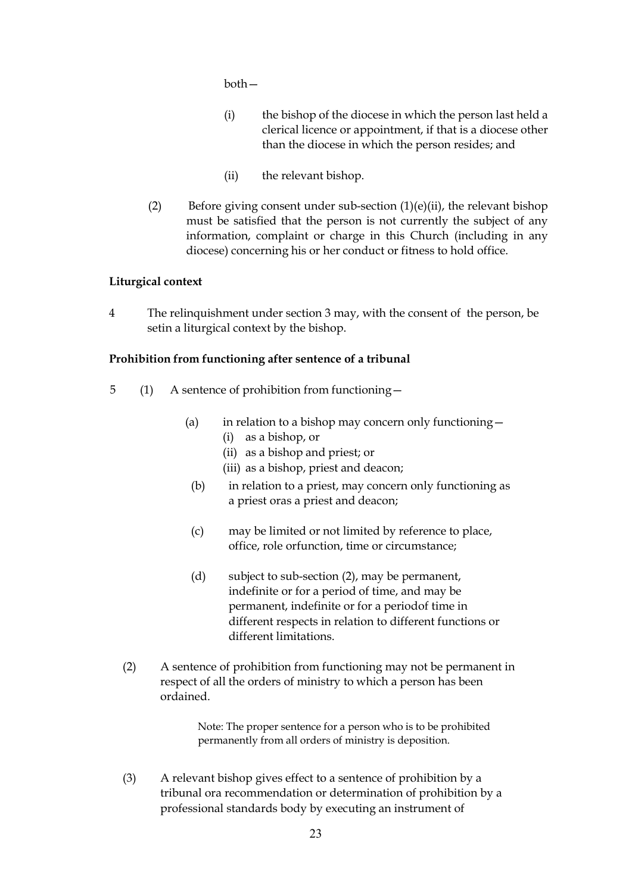both—

(i) the bishop of the diocese in which the person last held a clerical licence or appointment, if that is a diocese other than the diocese in which the person resides; and

(ii) the relevant bishop.

(2) Before giving consent under sub-section (1)(e)(ii), the relevant bishop must be satisfied that the person is not currently the subject of any information, complaint or charge in this Church (including in any diocese) concerning his or her conduct or fitness to hold office.

**Liturgical context**

4 The relinquishment under section 3 may, with the consent of the person, be setin a liturgical context by the bishop.

**Prohibition from functioning after sentence of a tribunal**

5 (1) A sentence of prohibition from functioning—

(a) in relation to a bishop may concern only functioning—
   (i) as a bishop, or
   (ii) as a bishop and priest; or
   (iii) as a bishop, priest and deacon;

(b) in relation to a priest, may concern only functioning as a priest oras a priest and deacon;

(c) may be limited or not limited by reference to place, office, role orfunction, time or circumstance;

(d) subject to sub-section (2), may be permanent, indefinite or for a period of time, and may be permanent, indefinite or for a periodof time in different respects in relation to different functions or different limitations.

(2) A sentence of prohibition from functioning may not be permanent in respect of all the orders of ministry to which a person has been ordained.

Note: The proper sentence for a person who is to be prohibited permanently from all orders of ministry is deposition.

(3) A relevant bishop gives effect to a sentence of prohibition by a tribunal ora recommendation or determination of prohibition by a professional standards body by executing an instrument of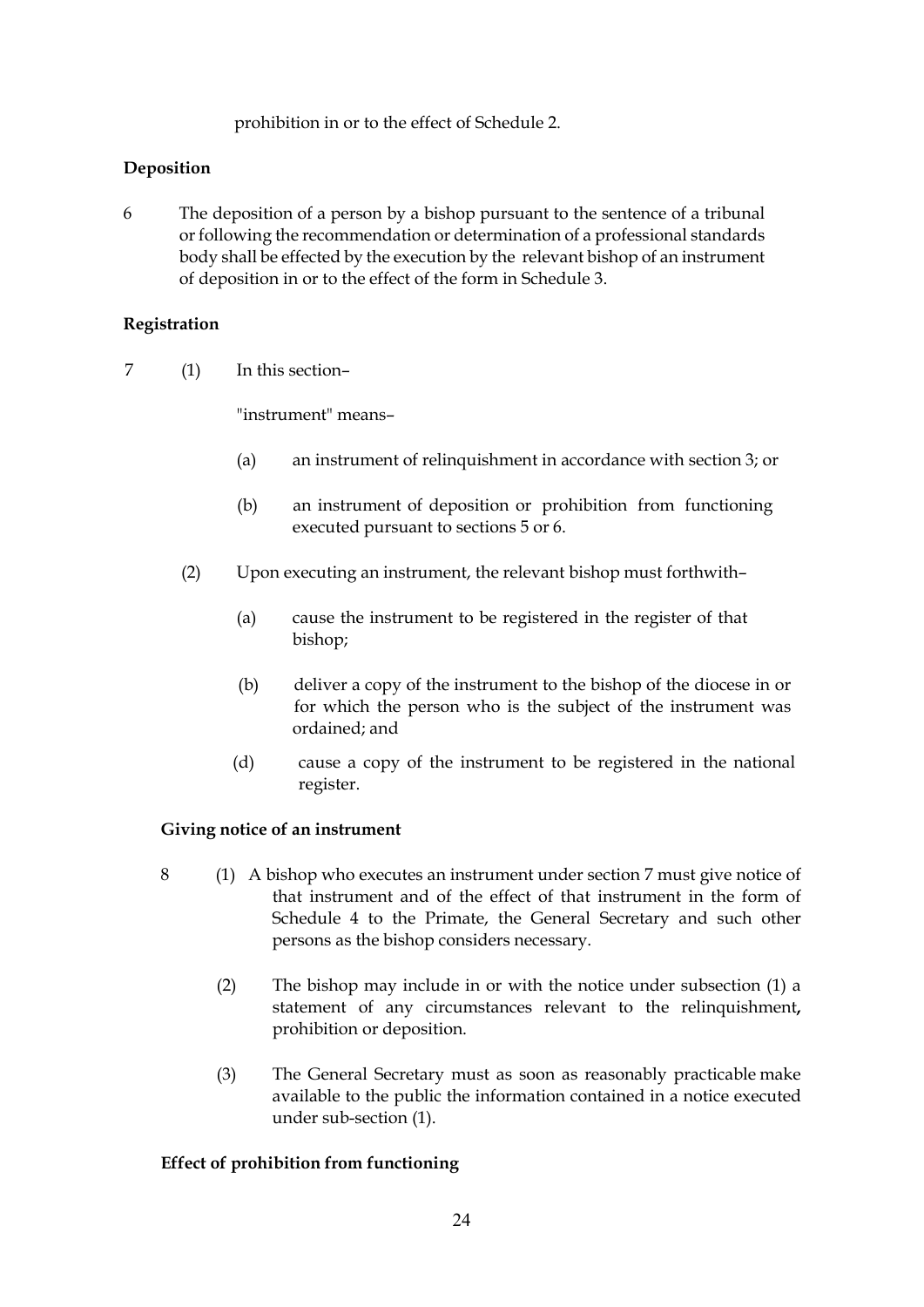prohibition in or to the effect of Schedule 2.

**Deposition**

6 The deposition of a person by a bishop pursuant to the sentence of a tribunal or following the recommendation or determination of a professional standards body shall be effected by the execution by the relevant bishop of an instrument of deposition in or to the effect of the form in Schedule 3.

**Registration**

7 (1) In this section–

"instrument" means–

(a) an instrument of relinquishment in accordance with section 3; or

(b) an instrument of deposition or prohibition from functioning executed pursuant to sections 5 or 6.

(2) Upon executing an instrument, the relevant bishop must forthwith–

(a) cause the instrument to be registered in the register of that bishop;

(b) deliver a copy of the instrument to the bishop of the diocese in or for which the person who is the subject of the instrument was ordained; and

(d) cause a copy of the instrument to be registered in the national register.

**Giving notice of an instrument**

8 (1) A bishop who executes an instrument under section 7 must give notice of that instrument and of the effect of that instrument in the form of Schedule 4 to the Primate, the General Secretary and such other persons as the bishop considers necessary.

(2) The bishop may include in or with the notice under subsection (1) a statement of any circumstances relevant to the relinquishment**,** prohibition or deposition.

(3) The General Secretary must as soon as reasonably practicable make available to the public the information contained in a notice executed under sub-section (1).

**Effect of prohibition from functioning**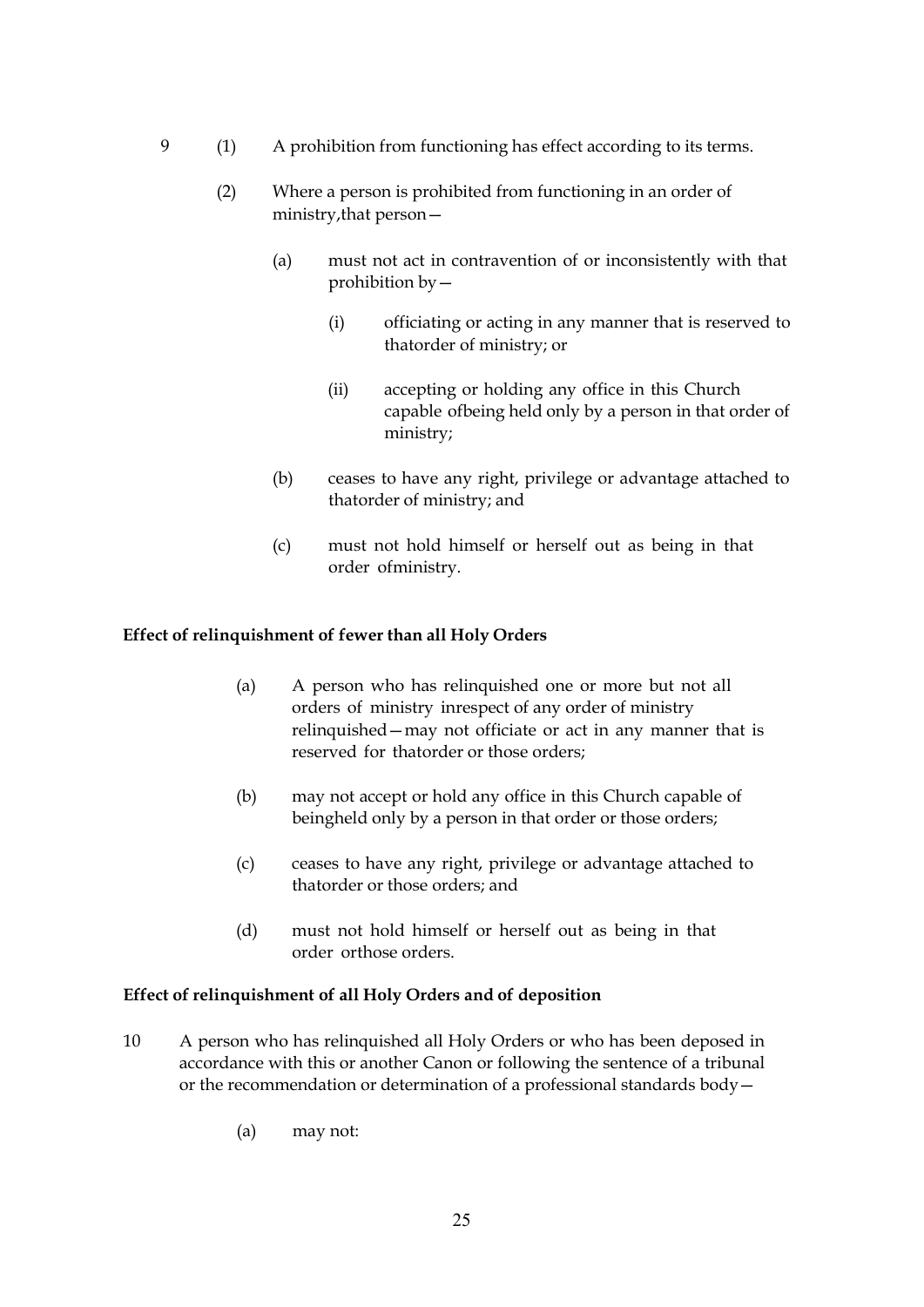9 (1) A prohibition from functioning has effect according to its terms.

(2) Where a person is prohibited from functioning in an order of ministry,that person—

(a) must not act in contravention of or inconsistently with that prohibition by—

(i) officiating or acting in any manner that is reserved to thatorder of ministry; or

(ii) accepting or holding any office in this Church capable ofbeing held only by a person in that order of ministry;

(b) ceases to have any right, privilege or advantage attached to thatorder of ministry; and

(c) must not hold himself or herself out as being in that order ofministry.

**Effect of relinquishment of fewer than all Holy Orders**

(a) A person who has relinquished one or more but not all orders of ministry inrespect of any order of ministry relinquished—may not officiate or act in any manner that is reserved for thatorder or those orders;

(b) may not accept or hold any office in this Church capable of beingheld only by a person in that order or those orders;

(c) ceases to have any right, privilege or advantage attached to thatorder or those orders; and

(d) must not hold himself or herself out as being in that order orthose orders.

**Effect of relinquishment of all Holy Orders and of deposition**

10 A person who has relinquished all Holy Orders or who has been deposed in accordance with this or another Canon or following the sentence of a tribunal or the recommendation or determination of a professional standards body—

(a) may not: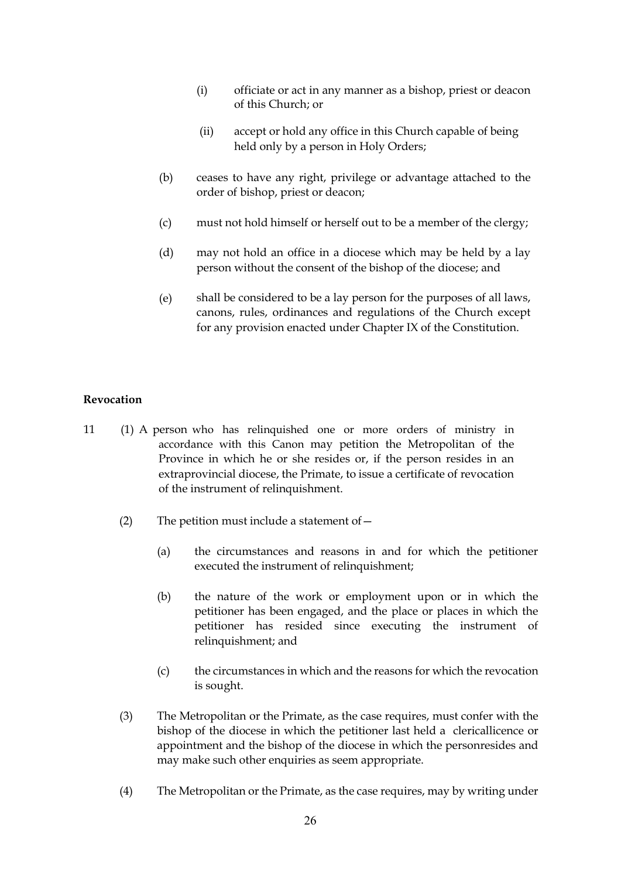(i) officiate or act in any manner as a bishop, priest or deacon of this Church; or

(ii) accept or hold any office in this Church capable of being held only by a person in Holy Orders;

(b) ceases to have any right, privilege or advantage attached to the order of bishop, priest or deacon;

(c) must not hold himself or herself out to be a member of the clergy;

(d) may not hold an office in a diocese which may be held by a lay person without the consent of the bishop of the diocese; and

(e) shall be considered to be a lay person for the purposes of all laws, canons, rules, ordinances and regulations of the Church except for any provision enacted under Chapter IX of the Constitution.

**Revocation**

11 (1) A person who has relinquished one or more orders of ministry in accordance with this Canon may petition the Metropolitan of the Province in which he or she resides or, if the person resides in an extraprovincial diocese, the Primate, to issue a certificate of revocation of the instrument of relinquishment.

(2) The petition must include a statement of—

(a) the circumstances and reasons in and for which the petitioner executed the instrument of relinquishment;

(b) the nature of the work or employment upon or in which the petitioner has been engaged, and the place or places in which the petitioner has resided since executing the instrument of relinquishment; and

(c) the circumstances in which and the reasons for which the revocation is sought.

(3) The Metropolitan or the Primate, as the case requires, must confer with the bishop of the diocese in which the petitioner last held a clericallicence or appointment and the bishop of the diocese in which the personresides and may make such other enquiries as seem appropriate.

(4) The Metropolitan or the Primate, as the case requires, may by writing under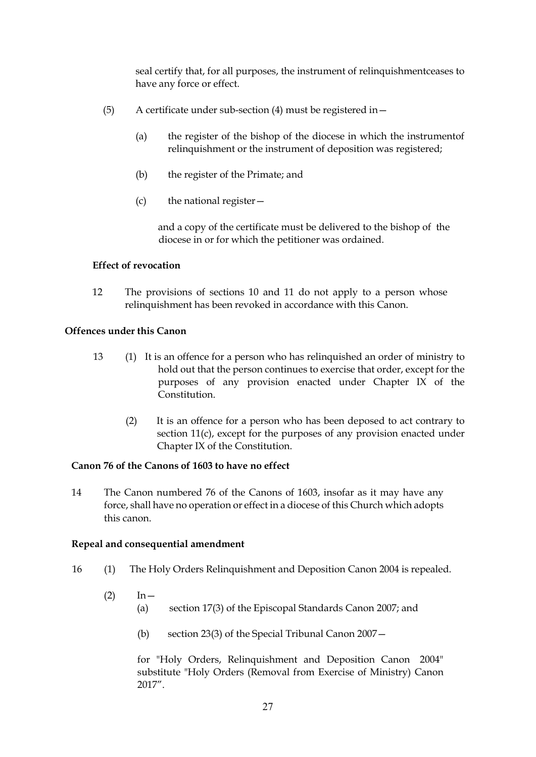seal certify that, for all purposes, the instrument of relinquishmentceases to have any force or effect.

(5) A certificate under sub-section (4) must be registered in—

(a) the register of the bishop of the diocese in which the instrumentof relinquishment or the instrument of deposition was registered;

(b) the register of the Primate; and

(c) the national register—

and a copy of the certificate must be delivered to the bishop of the diocese in or for which the petitioner was ordained.

**Effect of revocation**

12 The provisions of sections 10 and 11 do not apply to a person whose relinquishment has been revoked in accordance with this Canon.

**Offences under this Canon**

13 (1) It is an offence for a person who has relinquished an order of ministry to hold out that the person continues to exercise that order, except for the purposes of any provision enacted under Chapter IX of the Constitution.

(2) It is an offence for a person who has been deposed to act contrary to section 11(c), except for the purposes of any provision enacted under Chapter IX of the Constitution.

**Canon 76 of the Canons of 1603 to have no effect**

14 The Canon numbered 76 of the Canons of 1603, insofar as it may have any force, shall have no operation or effect in a diocese of this Church which adopts this canon.

**Repeal and consequential amendment**

16 (1) The Holy Orders Relinquishment and Deposition Canon 2004 is repealed.

(2) In—

(a) section 17(3) of the Episcopal Standards Canon 2007; and

(b) section 23(3) of the Special Tribunal Canon 2007—

for "Holy Orders, Relinquishment and Deposition Canon 2004" substitute "Holy Orders (Removal from Exercise of Ministry) Canon 2017".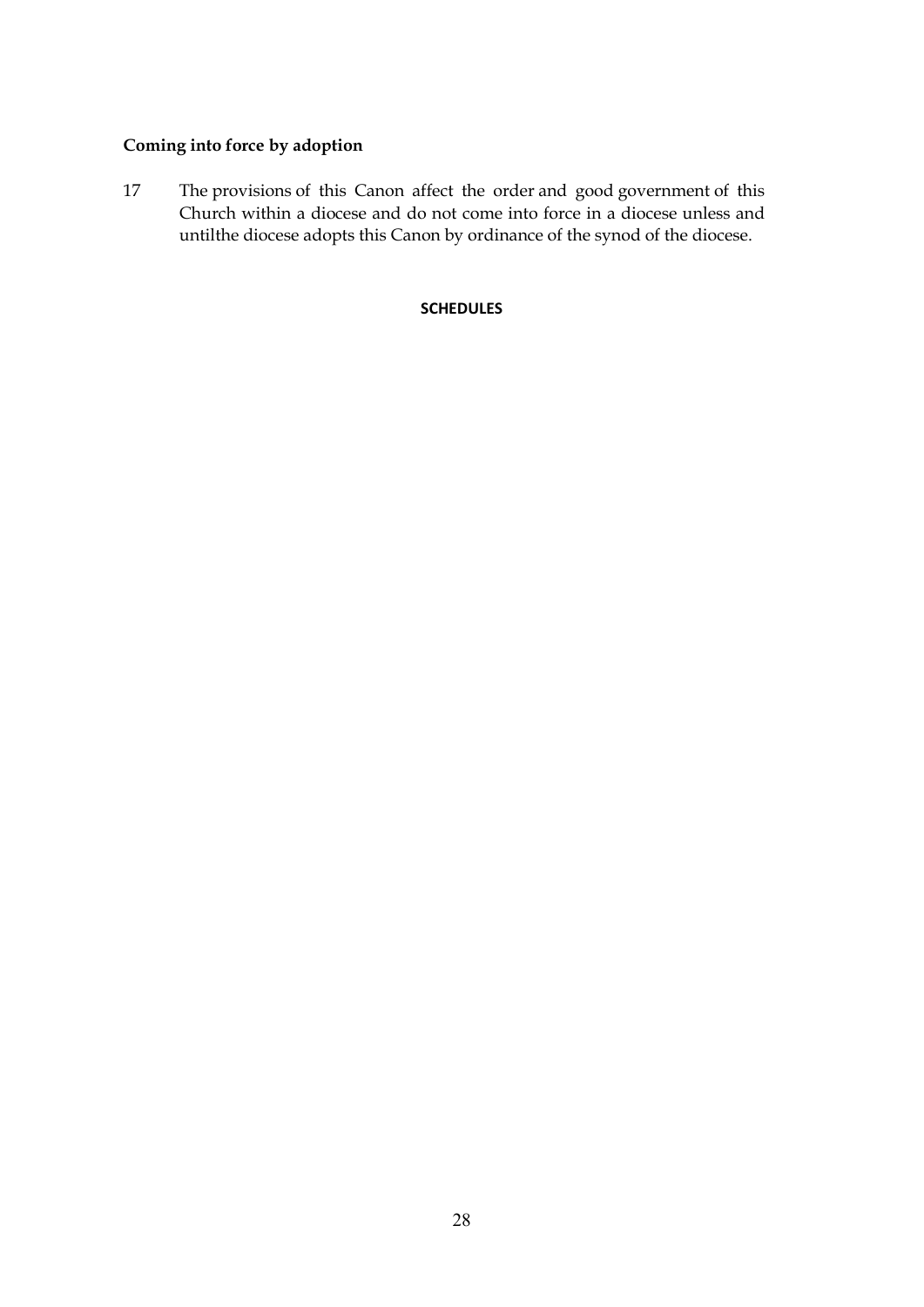**Coming into force by adoption**

17 The provisions of this Canon affect the order and good government of this Church within a diocese and do not come into force in a diocese unless and untilthe diocese adopts this Canon by ordinance of the synod of the diocese.

**SCHEDULES**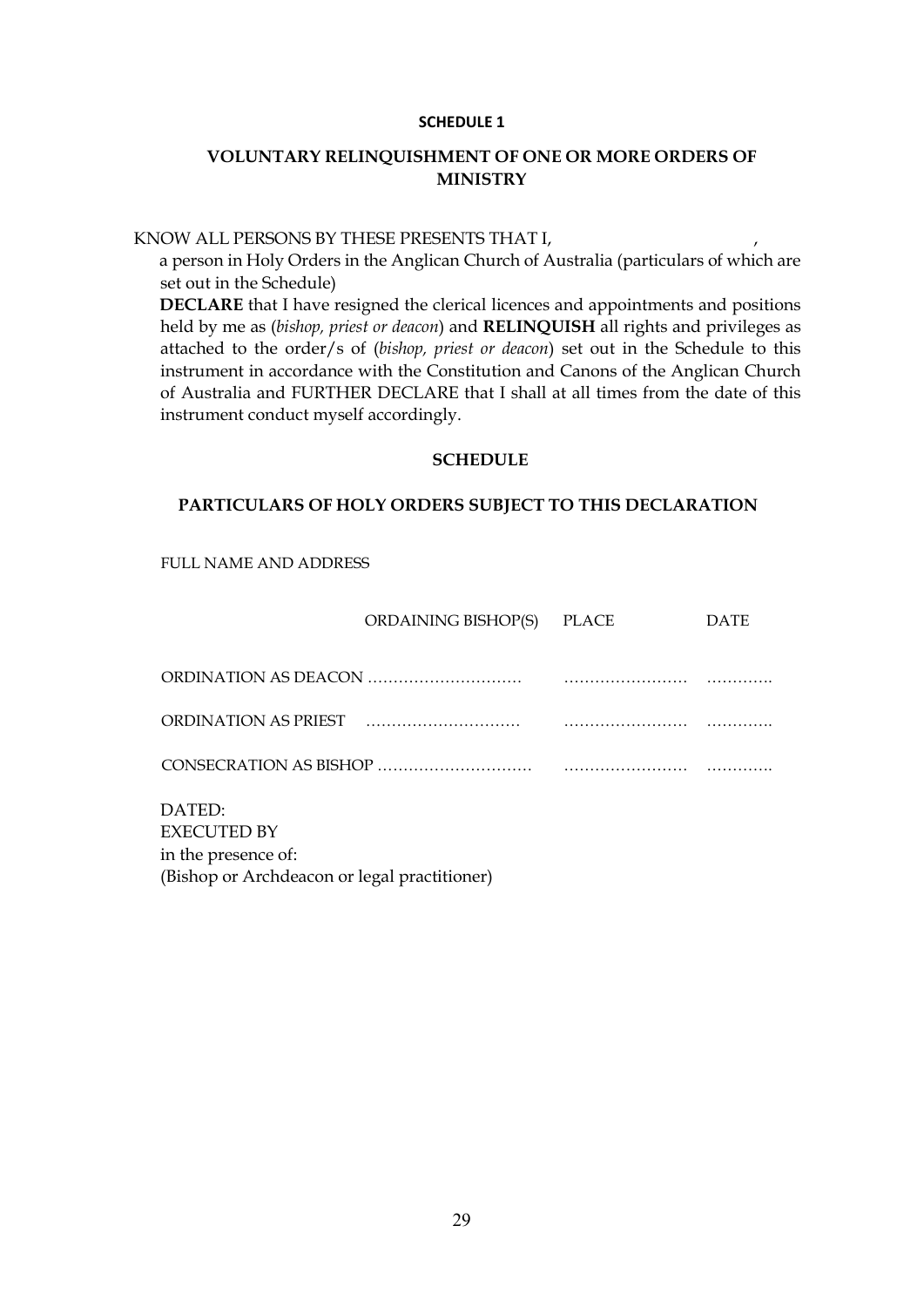## SCHEDULE 1

### VOLUNTARY RELINQUISHMENT OF ONE OR MORE ORDERS OF MINISTRY

KNOW ALL PERSONS BY THESE PRESENTS THAT I, ,

a person in Holy Orders in the Anglican Church of Australia (particulars of which are set out in the Schedule)

**DECLARE** that I have resigned the clerical licences and appointments and positions held by me as (*bishop, priest or deacon*) and **RELINQUISH** all rights and privileges as attached to the order/s of (*bishop, priest or deacon*) set out in the Schedule to this instrument in accordance with the Constitution and Canons of the Anglican Church of Australia and FURTHER DECLARE that I shall at all times from the date of this instrument conduct myself accordingly.

### SCHEDULE

### PARTICULARS OF HOLY ORDERS SUBJECT TO THIS DECLARATION

FULL NAME AND ADDRESS

| | ORDAINING BISHOP(S) | PLACE | DATE |
|---|---|---|---|
| ORDINATION AS DEACON | ………………………… | …………………… | …………. |
| ORDINATION AS PRIEST | ………………………… | …………………… | …………. |
| CONSECRATION AS BISHOP | ………………………… | …………………… | …………. |

DATED:
EXECUTED BY
in the presence of:
(Bishop or Archdeacon or legal practitioner)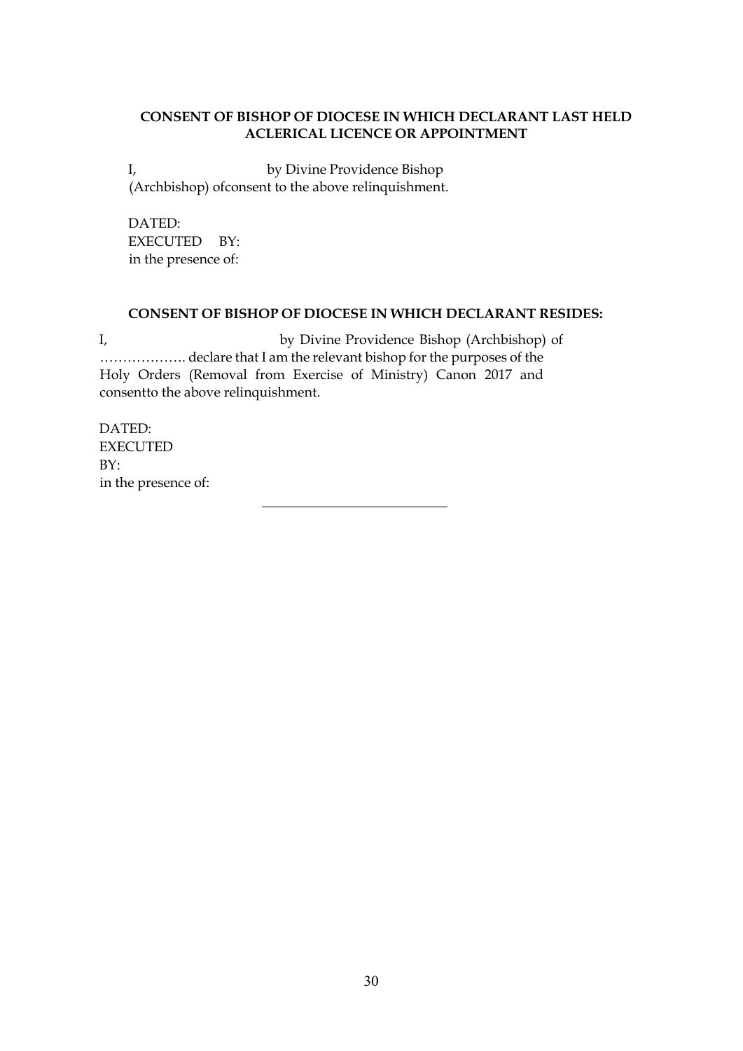**CONSENT OF BISHOP OF DIOCESE IN WHICH DECLARANT LAST HELD ACLERICAL LICENCE OR APPOINTMENT**

I, by Divine Providence Bishop (Archbishop) ofconsent to the above relinquishment.

DATED:
EXECUTED BY:
in the presence of:

**CONSENT OF BISHOP OF DIOCESE IN WHICH DECLARANT RESIDES:**

I, by Divine Providence Bishop (Archbishop) of ………………. declare that I am the relevant bishop for the purposes of the Holy Orders (Removal from Exercise of Ministry) Canon 2017 and consentto the above relinquishment.

DATED:
EXECUTED
BY:
in the presence of:

---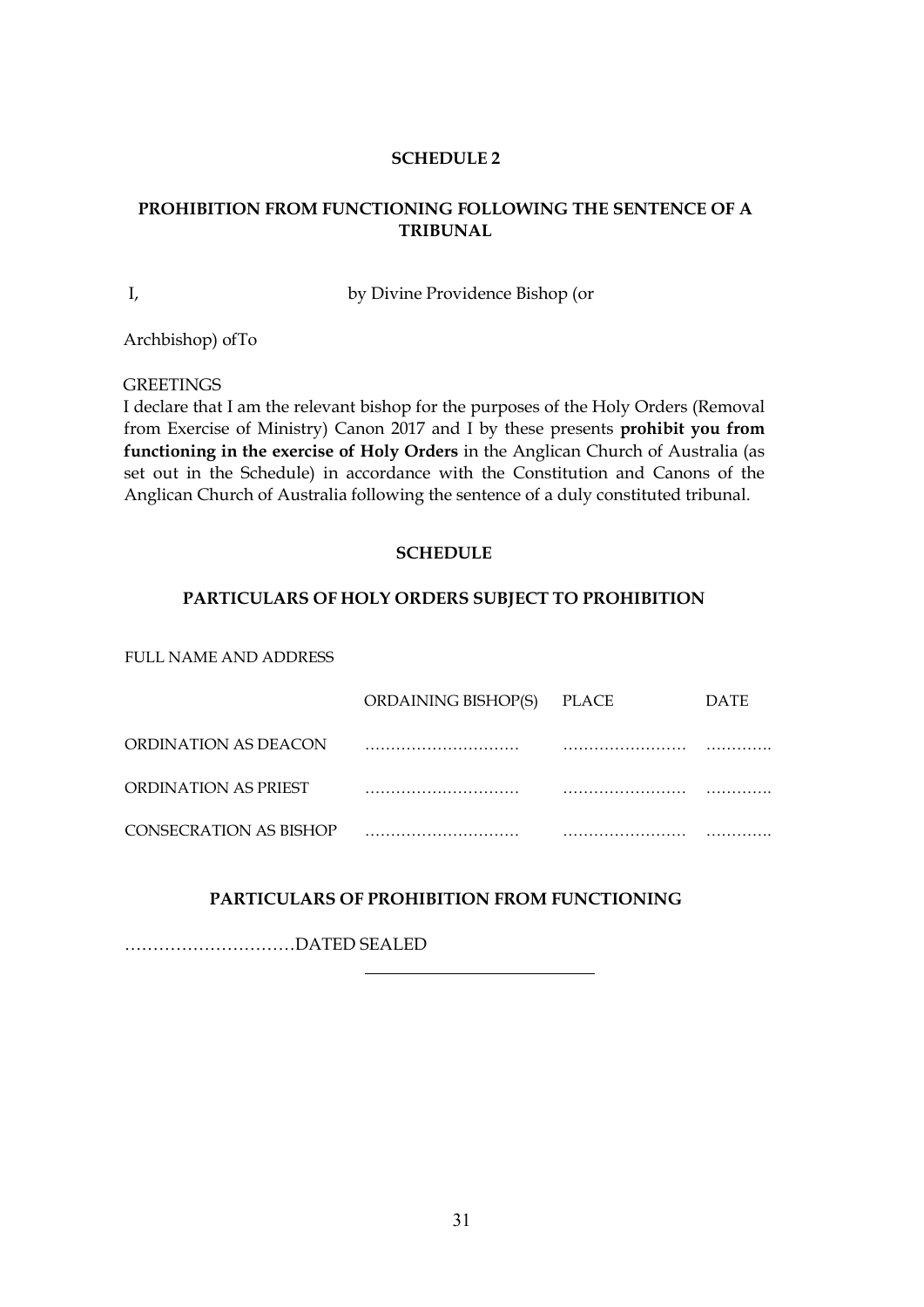**SCHEDULE 2**

**PROHIBITION FROM FUNCTIONING FOLLOWING THE SENTENCE OF A TRIBUNAL**

I, by Divine Providence Bishop (or

Archbishop) ofTo

GREETINGS

I declare that I am the relevant bishop for the purposes of the Holy Orders (Removal from Exercise of Ministry) Canon 2017 and I by these presents **prohibit you from functioning in the exercise of Holy Orders** in the Anglican Church of Australia (as set out in the Schedule) in accordance with the Constitution and Canons of the Anglican Church of Australia following the sentence of a duly constituted tribunal.

**SCHEDULE**

**PARTICULARS OF HOLY ORDERS SUBJECT TO PROHIBITION**

FULL NAME AND ADDRESS

| | ORDAINING BISHOP(S) | PLACE | DATE |
|---|---|---|---|
| ORDINATION AS DEACON | ………………………… | …………………… | ……….. |
| ORDINATION AS PRIEST | ………………………… | …………………… | ……….. |
| CONSECRATION AS BISHOP | ………………………… | …………………… | ……….. |

**PARTICULARS OF PROHIBITION FROM FUNCTIONING**

…………………………DATED SEALED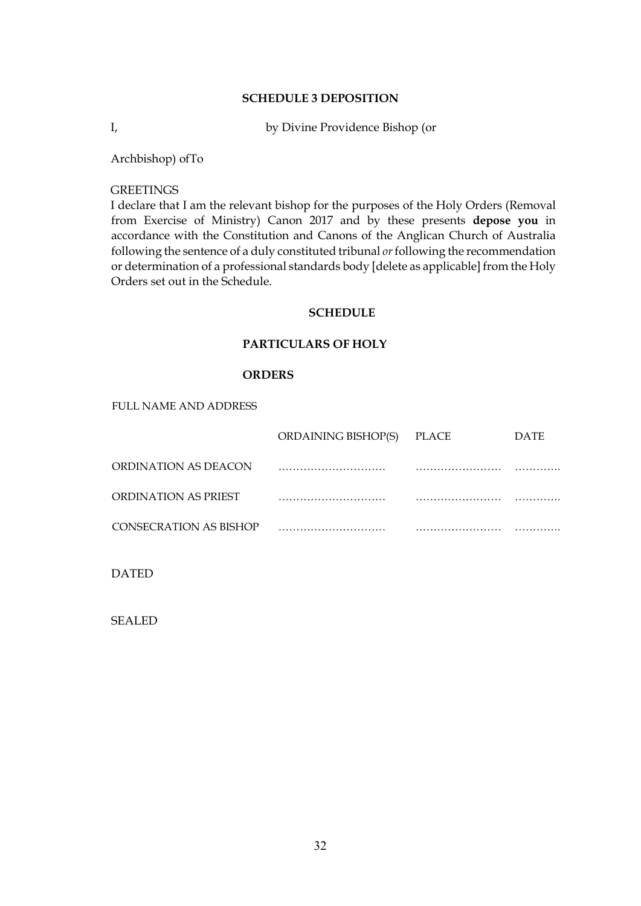## SCHEDULE 3 DEPOSITION

I, by Divine Providence Bishop (or

Archbishop) ofTo

GREETINGS

I declare that I am the relevant bishop for the purposes of the Holy Orders (Removal from Exercise of Ministry) Canon 2017 and by these presents **depose you** in accordance with the Constitution and Canons of the Anglican Church of Australia following the sentence of a duly constituted tribunal *or* following the recommendation or determination of a professional standards body [delete as applicable] from the Holy Orders set out in the Schedule.

### SCHEDULE

### PARTICULARS OF HOLY ORDERS

FULL NAME AND ADDRESS

| | ORDAINING BISHOP(S) | PLACE | DATE |
|---|---|---|---|
| ORDINATION AS DEACON | ………………………… | …………………… | …………. |
| ORDINATION AS PRIEST | ………………………… | …………………… | …………. |
| CONSECRATION AS BISHOP | ………………………… | …………………… | …………. |

DATED

SEALED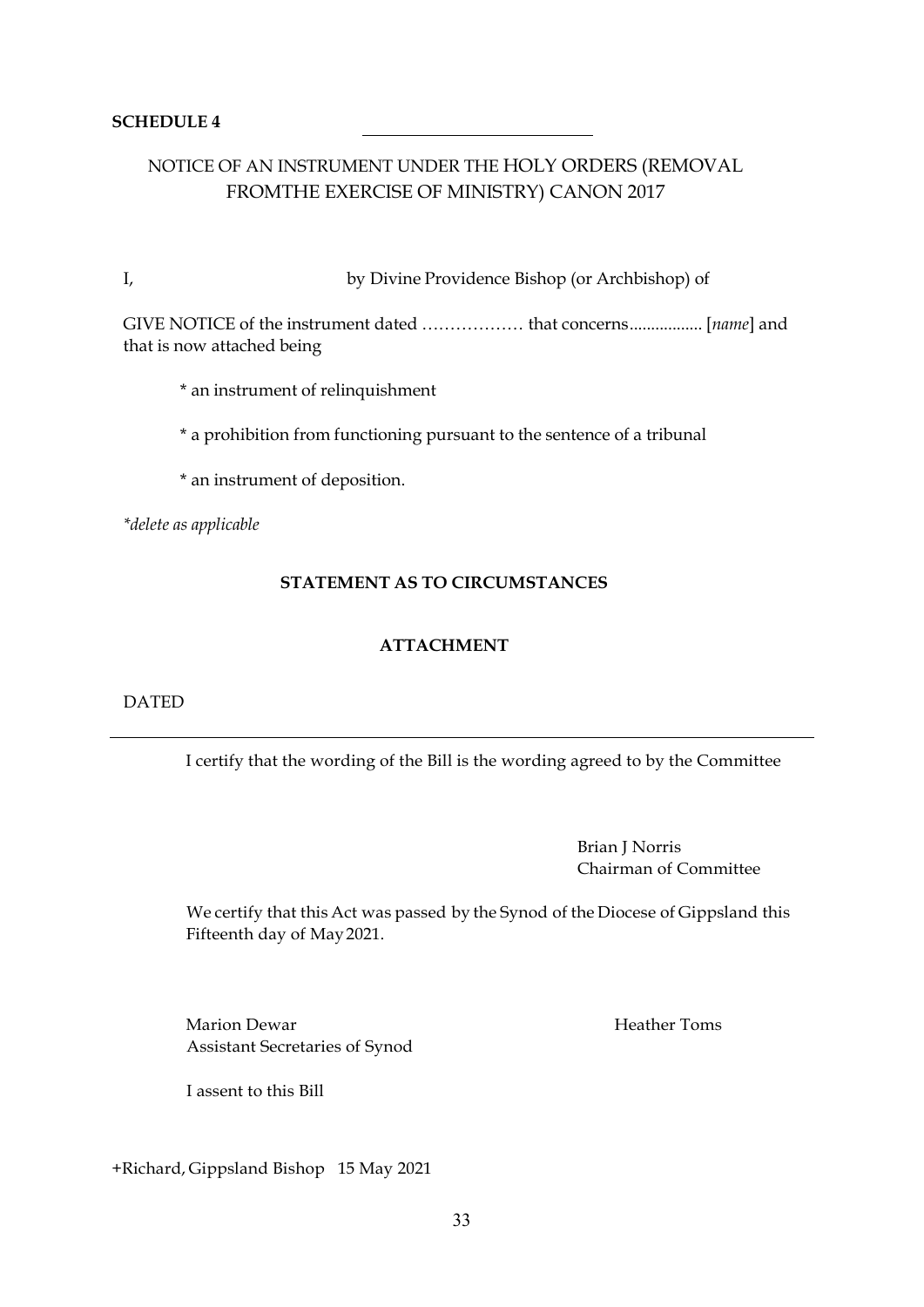**SCHEDULE 4**

NOTICE OF AN INSTRUMENT UNDER THE HOLY ORDERS (REMOVAL FROMTHE EXERCISE OF MINISTRY) CANON 2017

I, by Divine Providence Bishop (or Archbishop) of

GIVE NOTICE of the instrument dated ……………… that concerns................ [*name*] and that is now attached being

\* an instrument of relinquishment

\* a prohibition from functioning pursuant to the sentence of a tribunal

\* an instrument of deposition.

*\*delete as applicable*

**STATEMENT AS TO CIRCUMSTANCES**

**ATTACHMENT**

DATED

---

I certify that the wording of the Bill is the wording agreed to by the Committee

Brian J Norris
Chairman of Committee

We certify that this Act was passed by the Synod of the Diocese of Gippsland this Fifteenth day of May 2021.

Marion Dewar Heather Toms
Assistant Secretaries of Synod

I assent to this Bill

+Richard, Gippsland Bishop 15 May 2021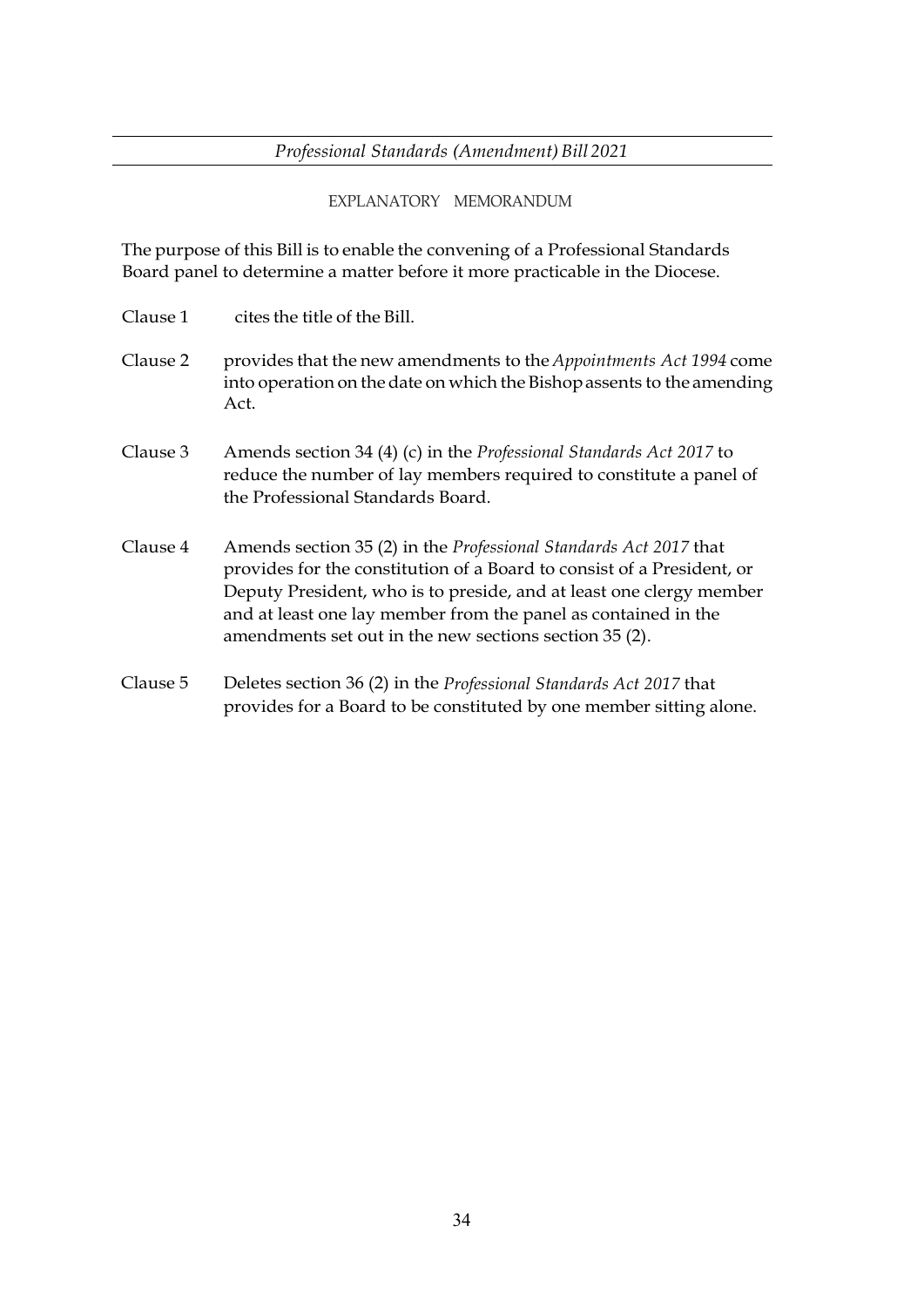*Professional Standards (Amendment) Bill 2021*

EXPLANATORY MEMORANDUM

The purpose of this Bill is to enable the convening of a Professional Standards Board panel to determine a matter before it more practicable in the Diocese.

Clause 1 cites the title of the Bill.

Clause 2 provides that the new amendments to the *Appointments Act 1994* come into operation on the date on which the Bishop assents to the amending Act.

Clause 3 Amends section 34 (4) (c) in the *Professional Standards Act 2017* to reduce the number of lay members required to constitute a panel of the Professional Standards Board.

Clause 4 Amends section 35 (2) in the *Professional Standards Act 2017* that provides for the constitution of a Board to consist of a President, or Deputy President, who is to preside, and at least one clergy member and at least one lay member from the panel as contained in the amendments set out in the new sections section 35 (2).

Clause 5 Deletes section 36 (2) in the *Professional Standards Act 2017* that provides for a Board to be constituted by one member sitting alone.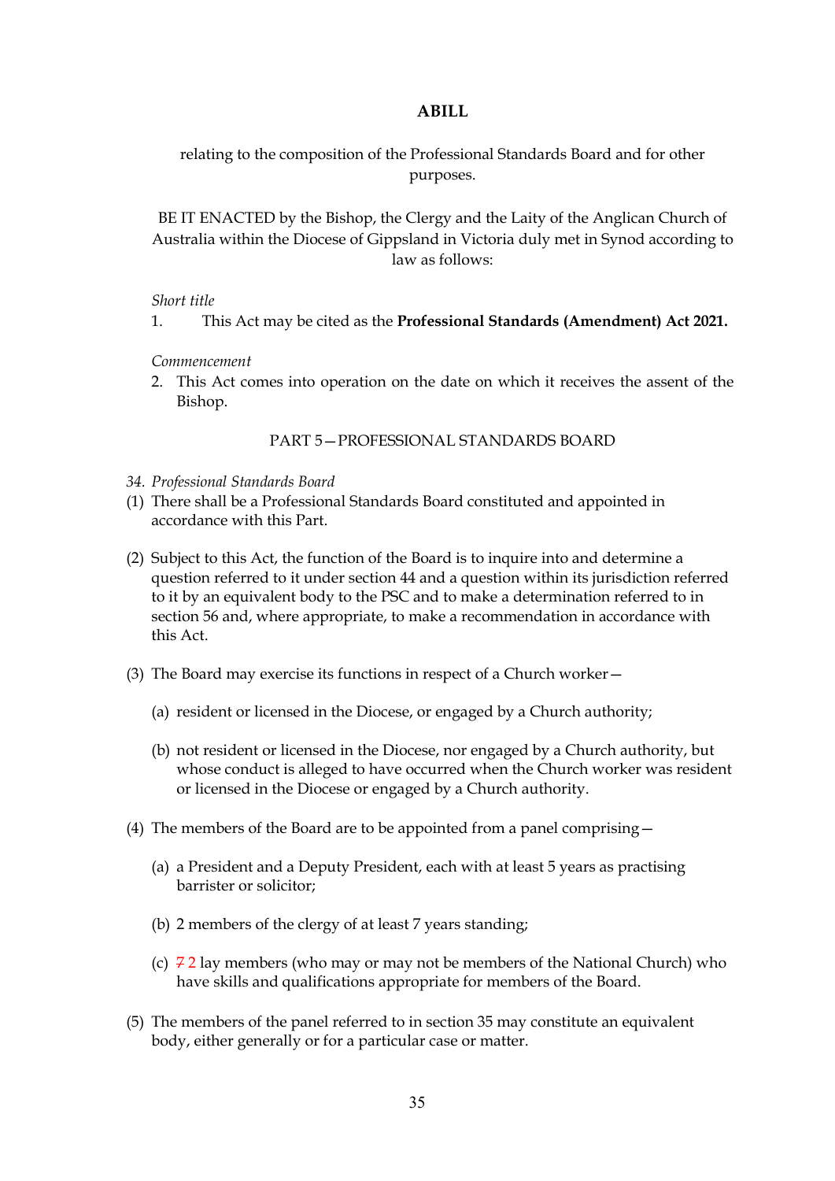**ABILL**

relating to the composition of the Professional Standards Board and for other purposes.

BE IT ENACTED by the Bishop, the Clergy and the Laity of the Anglican Church of Australia within the Diocese of Gippsland in Victoria duly met in Synod according to law as follows:

*Short title*

1. This Act may be cited as the **Professional Standards (Amendment) Act 2021.**

*Commencement*

2. This Act comes into operation on the date on which it receives the assent of the Bishop.

PART 5—PROFESSIONAL STANDARDS BOARD

34. *Professional Standards Board*

(1) There shall be a Professional Standards Board constituted and appointed in accordance with this Part.

(2) Subject to this Act, the function of the Board is to inquire into and determine a question referred to it under section 44 and a question within its jurisdiction referred to it by an equivalent body to the PSC and to make a determination referred to in section 56 and, where appropriate, to make a recommendation in accordance with this Act.

(3) The Board may exercise its functions in respect of a Church worker—

(a) resident or licensed in the Diocese, or engaged by a Church authority;

(b) not resident or licensed in the Diocese, nor engaged by a Church authority, but whose conduct is alleged to have occurred when the Church worker was resident or licensed in the Diocese or engaged by a Church authority.

(4) The members of the Board are to be appointed from a panel comprising—

(a) a President and a Deputy President, each with at least 5 years as practising barrister or solicitor;

(b) 2 members of the clergy of at least 7 years standing;

(c) ~~7~~ 2 lay members (who may or may not be members of the National Church) who have skills and qualifications appropriate for members of the Board.

(5) The members of the panel referred to in section 35 may constitute an equivalent body, either generally or for a particular case or matter.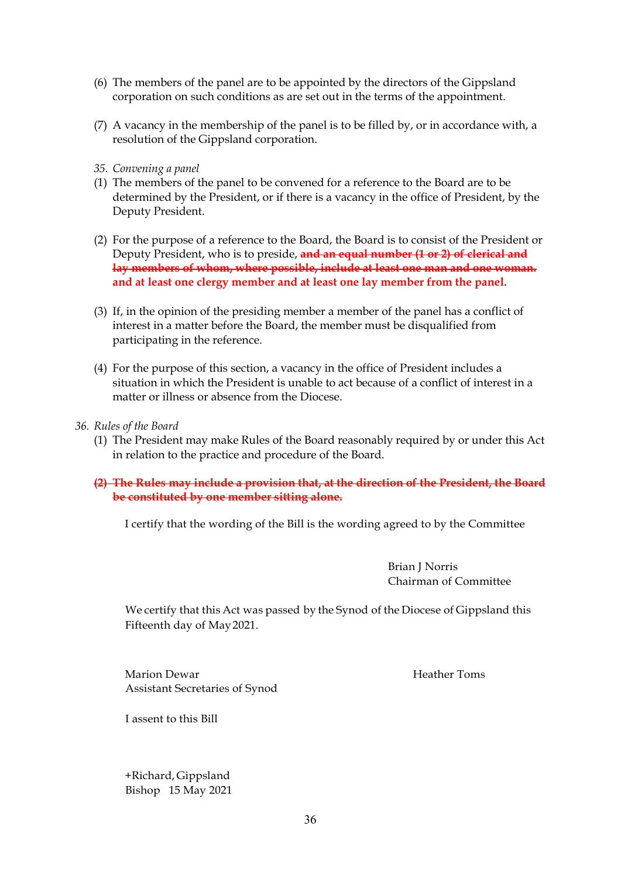(6) The members of the panel are to be appointed by the directors of the Gippsland corporation on such conditions as are set out in the terms of the appointment.

(7) A vacancy in the membership of the panel is to be filled by, or in accordance with, a resolution of the Gippsland corporation.

*35. Convening a panel*

(1) The members of the panel to be convened for a reference to the Board are to be determined by the President, or if there is a vacancy in the office of President, by the Deputy President.

(2) For the purpose of a reference to the Board, the Board is to consist of the President or Deputy President, who is to preside, ~~**and an equal number (1 or 2) of clerical and lay members of whom, where possible, include at least one man and one woman.**~~ **and at least one clergy member and at least one lay member from the panel.**

(3) If, in the opinion of the presiding member a member of the panel has a conflict of interest in a matter before the Board, the member must be disqualified from participating in the reference.

(4) For the purpose of this section, a vacancy in the office of President includes a situation in which the President is unable to act because of a conflict of interest in a matter or illness or absence from the Diocese.

*36. Rules of the Board*

(1) The President may make Rules of the Board reasonably required by or under this Act in relation to the practice and procedure of the Board.

~~**(2) The Rules may include a provision that, at the direction of the President, the Board be constituted by one member sitting alone.**~~

I certify that the wording of the Bill is the wording agreed to by the Committee

Brian J Norris
Chairman of Committee

We certify that this Act was passed by the Synod of the Diocese of Gippsland this Fifteenth day of May 2021.

Marion Dewar
Assistant Secretaries of Synod

Heather Toms

I assent to this Bill

+Richard, Gippsland
Bishop 15 May 2021